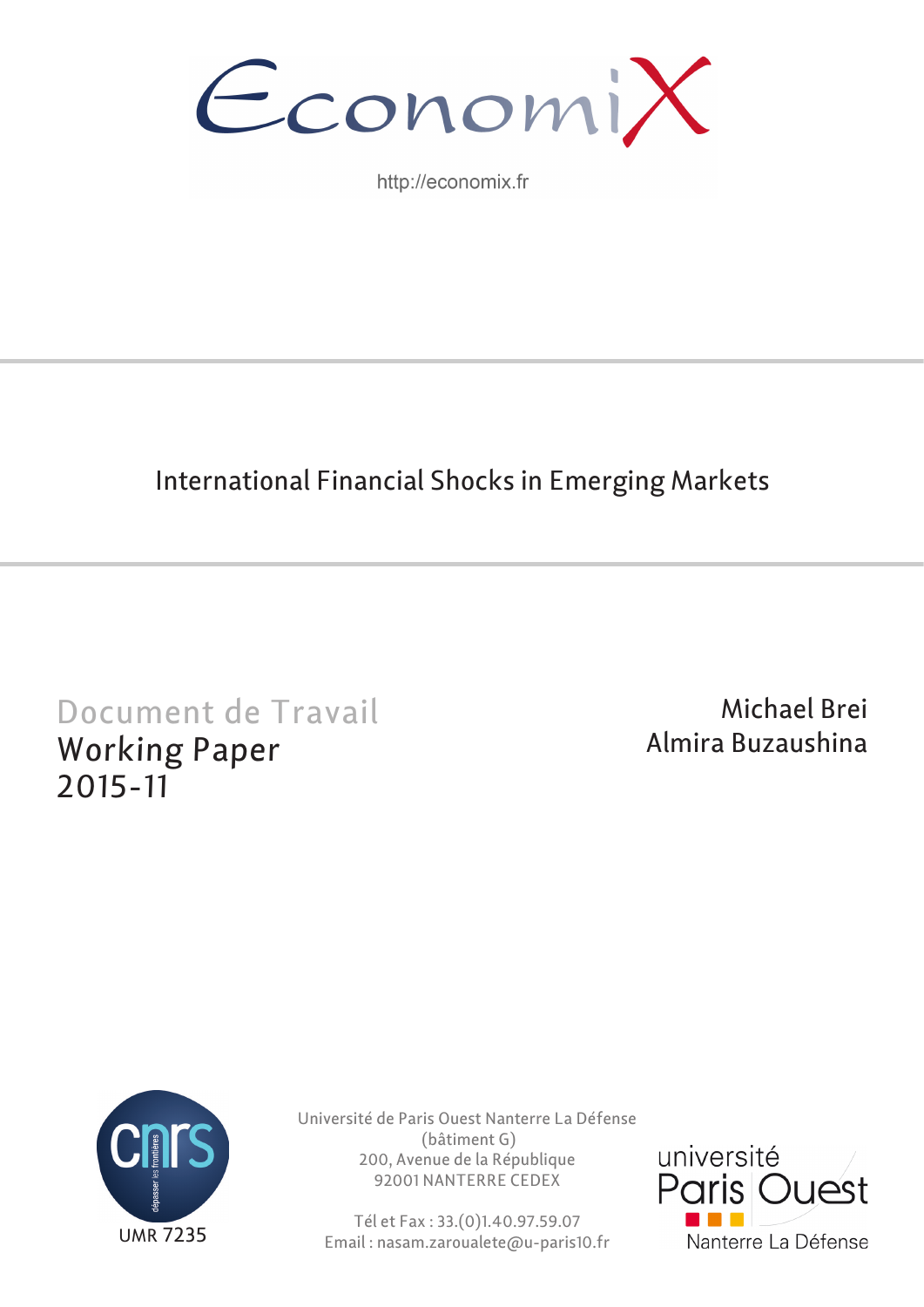EconomiX

http://economix.fr

# International Financial Shocks in Emerging Markets

Document de Travail

Working Paper

2015-11

Michael Brei

Almira Buzaushina

UMR 7235

Université de Paris Ouest Nanterre La Défense
(bâtiment G)
200, Avenue de la République
92001 NANTERRE CEDEX

Tél et Fax : 33.(0)1.40.97.59.07
Email : nasam.zaroualete@u-paris10.fr

université Paris Ouest Nanterre La Défense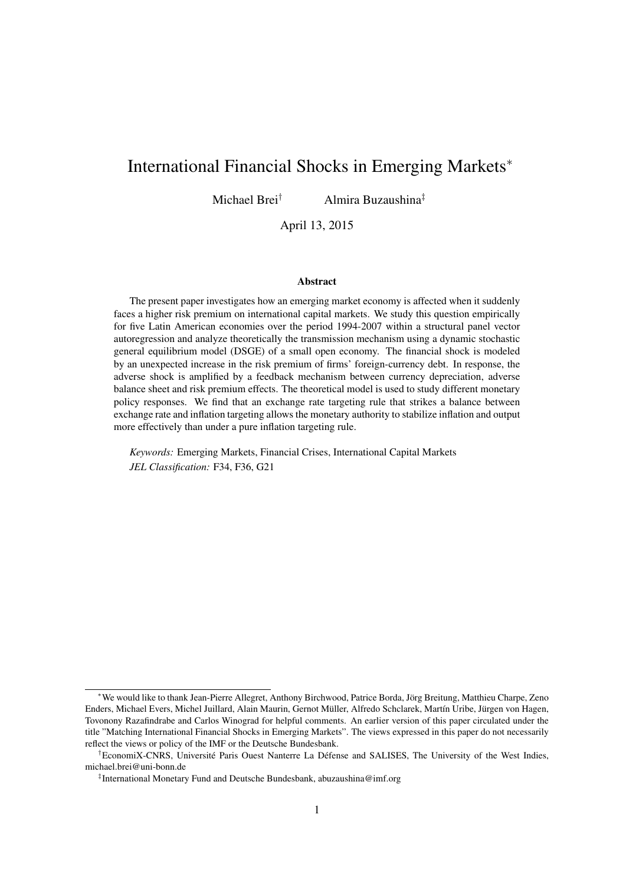# International Financial Shocks in Emerging Markets[*]

Michael Brei[†] Almira Buzaushina[‡]

April 13, 2015

### Abstract

The present paper investigates how an emerging market economy is affected when it suddenly faces a higher risk premium on international capital markets. We study this question empirically for five Latin American economies over the period 1994-2007 within a structural panel vector autoregression and analyze theoretically the transmission mechanism using a dynamic stochastic general equilibrium model (DSGE) of a small open economy. The financial shock is modeled by an unexpected increase in the risk premium of firms' foreign-currency debt. In response, the adverse shock is amplified by a feedback mechanism between currency depreciation, adverse balance sheet and risk premium effects. The theoretical model is used to study different monetary policy responses. We find that an exchange rate targeting rule that strikes a balance between exchange rate and inflation targeting allows the monetary authority to stabilize inflation and output more effectively than under a pure inflation targeting rule.

*Keywords:* Emerging Markets, Financial Crises, International Capital Markets
*JEL Classification:* F34, F36, G21

---

[*] We would like to thank Jean-Pierre Allegret, Anthony Birchwood, Patrice Borda, Jörg Breitung, Matthieu Charpe, Zeno Enders, Michael Evers, Michel Juillard, Alain Maurin, Gernot Müller, Alfredo Schclarek, Martín Uribe, Jürgen von Hagen, Tovonony Razafindrabe and Carlos Winograd for helpful comments. An earlier version of this paper circulated under the title "Matching International Financial Shocks in Emerging Markets". The views expressed in this paper do not necessarily reflect the views or policy of the IMF or the Deutsche Bundesbank.

[†] EconomiX-CNRS, Université Paris Ouest Nanterre La Défense and SALISES, The University of the West Indies, michael.brei@uni-bonn.de

[‡] International Monetary Fund and Deutsche Bundesbank, abuzaushina@imf.org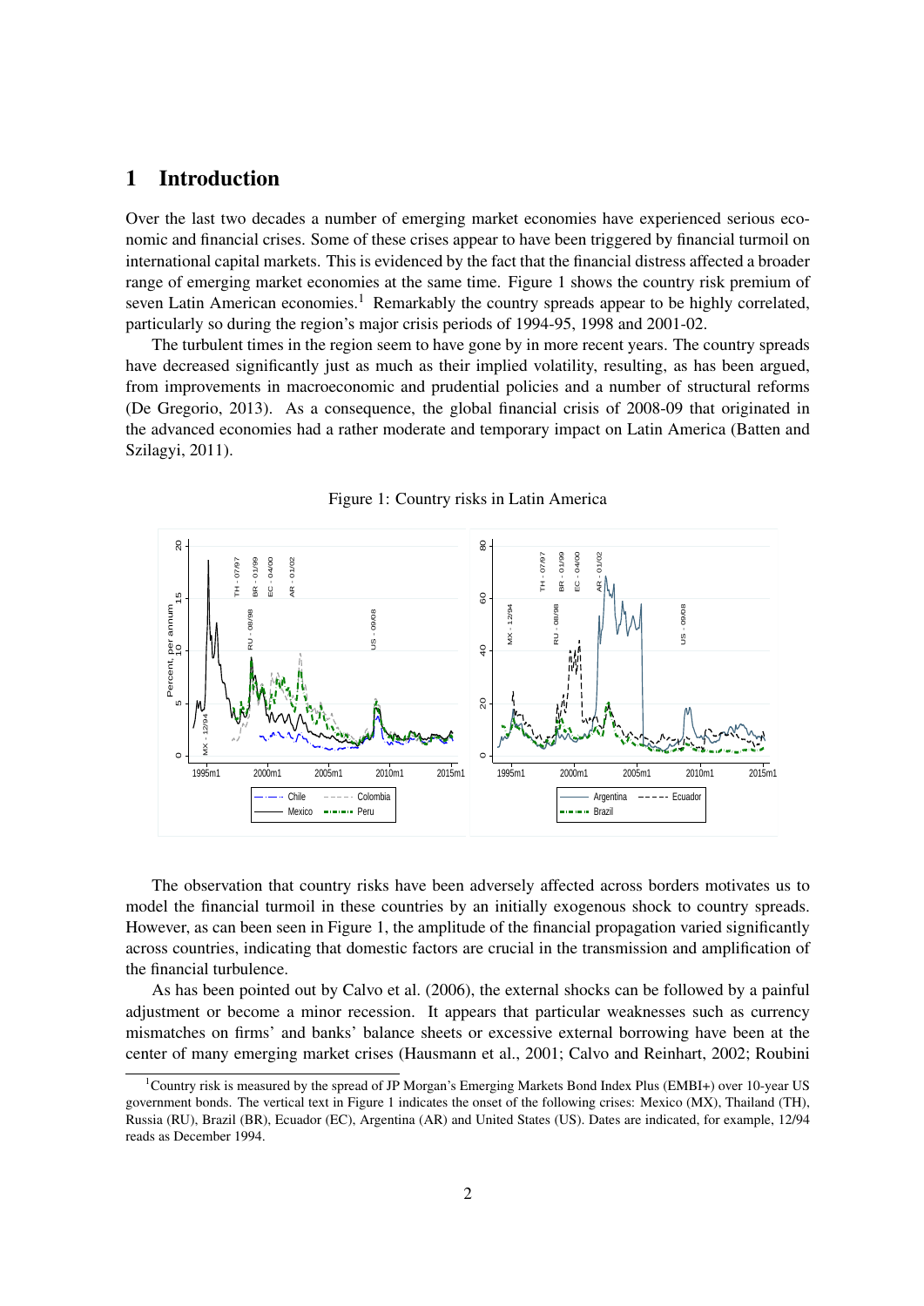# 1 Introduction

Over the last two decades a number of emerging market economies have experienced serious economic and financial crises. Some of these crises appear to have been triggered by financial turmoil on international capital markets. This is evidenced by the fact that the financial distress affected a broader range of emerging market economies at the same time. Figure 1 shows the country risk premium of seven Latin American economies.[1] Remarkably the country spreads appear to be highly correlated, particularly so during the region's major crisis periods of 1994-95, 1998 and 2001-02.

The turbulent times in the region seem to have gone by in more recent years. The country spreads have decreased significantly just as much as their implied volatility, resulting, as has been argued, from improvements in macroeconomic and prudential policies and a number of structural reforms (De Gregorio, 2013). As a consequence, the global financial crisis of 2008-09 that originated in the advanced economies had a rather moderate and temporary impact on Latin America (Batten and Szilagyi, 2011).

Figure 1: Country risks in Latin America

The observation that country risks have been adversely affected across borders motivates us to model the financial turmoil in these countries by an initially exogenous shock to country spreads. However, as can been seen in Figure 1, the amplitude of the financial propagation varied significantly across countries, indicating that domestic factors are crucial in the transmission and amplification of the financial turbulence.

As has been pointed out by Calvo et al. (2006), the external shocks can be followed by a painful adjustment or become a minor recession. It appears that particular weaknesses such as currency mismatches on firms' and banks' balance sheets or excessive external borrowing have been at the center of many emerging market crises (Hausmann et al., 2001; Calvo and Reinhart, 2002; Roubini

[1] Country risk is measured by the spread of JP Morgan's Emerging Markets Bond Index Plus (EMBI+) over 10-year US government bonds. The vertical text in Figure 1 indicates the onset of the following crises: Mexico (MX), Thailand (TH), Russia (RU), Brazil (BR), Ecuador (EC), Argentina (AR) and United States (US). Dates are indicated, for example, 12/94 reads as December 1994.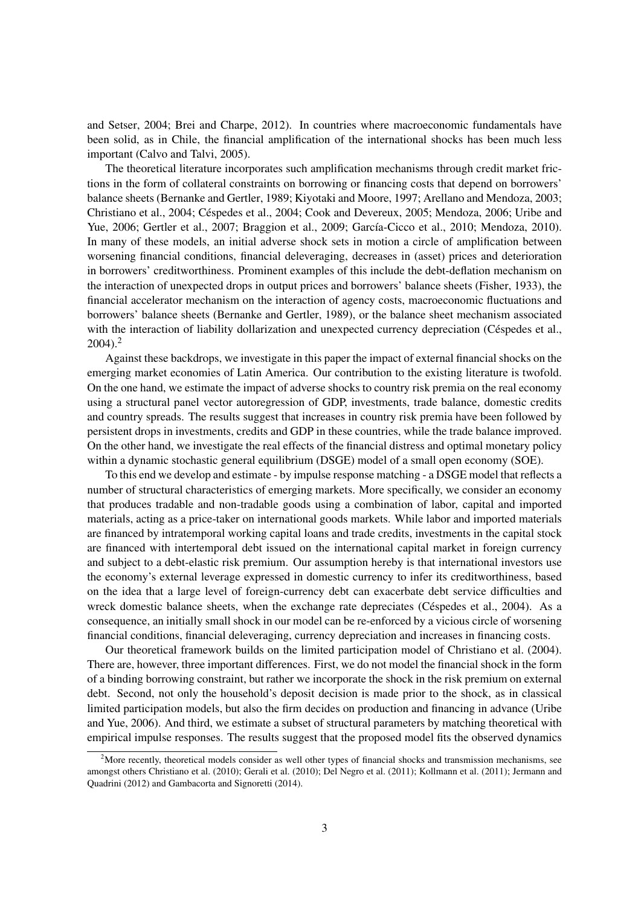and Setser, 2004; Brei and Charpe, 2012). In countries where macroeconomic fundamentals have been solid, as in Chile, the financial amplification of the international shocks has been much less important (Calvo and Talvi, 2005).

The theoretical literature incorporates such amplification mechanisms through credit market frictions in the form of collateral constraints on borrowing or financing costs that depend on borrowers' balance sheets (Bernanke and Gertler, 1989; Kiyotaki and Moore, 1997; Arellano and Mendoza, 2003; Christiano et al., 2004; Céspedes et al., 2004; Cook and Devereux, 2005; Mendoza, 2006; Uribe and Yue, 2006; Gertler et al., 2007; Braggion et al., 2009; García-Cicco et al., 2010; Mendoza, 2010). In many of these models, an initial adverse shock sets in motion a circle of amplification between worsening financial conditions, financial deleveraging, decreases in (asset) prices and deterioration in borrowers' creditworthiness. Prominent examples of this include the debt-deflation mechanism on the interaction of unexpected drops in output prices and borrowers' balance sheets (Fisher, 1933), the financial accelerator mechanism on the interaction of agency costs, macroeconomic fluctuations and borrowers' balance sheets (Bernanke and Gertler, 1989), or the balance sheet mechanism associated with the interaction of liability dollarization and unexpected currency depreciation (Céspedes et al., 2004).[2]

Against these backdrops, we investigate in this paper the impact of external financial shocks on the emerging market economies of Latin America. Our contribution to the existing literature is twofold. On the one hand, we estimate the impact of adverse shocks to country risk premia on the real economy using a structural panel vector autoregression of GDP, investments, trade balance, domestic credits and country spreads. The results suggest that increases in country risk premia have been followed by persistent drops in investments, credits and GDP in these countries, while the trade balance improved. On the other hand, we investigate the real effects of the financial distress and optimal monetary policy within a dynamic stochastic general equilibrium (DSGE) model of a small open economy (SOE).

To this end we develop and estimate - by impulse response matching - a DSGE model that reflects a number of structural characteristics of emerging markets. More specifically, we consider an economy that produces tradable and non-tradable goods using a combination of labor, capital and imported materials, acting as a price-taker on international goods markets. While labor and imported materials are financed by intratemporal working capital loans and trade credits, investments in the capital stock are financed with intertemporal debt issued on the international capital market in foreign currency and subject to a debt-elastic risk premium. Our assumption hereby is that international investors use the economy's external leverage expressed in domestic currency to infer its creditworthiness, based on the idea that a large level of foreign-currency debt can exacerbate debt service difficulties and wreck domestic balance sheets, when the exchange rate depreciates (Céspedes et al., 2004). As a consequence, an initially small shock in our model can be re-enforced by a vicious circle of worsening financial conditions, financial deleveraging, currency depreciation and increases in financing costs.

Our theoretical framework builds on the limited participation model of Christiano et al. (2004). There are, however, three important differences. First, we do not model the financial shock in the form of a binding borrowing constraint, but rather we incorporate the shock in the risk premium on external debt. Second, not only the household's deposit decision is made prior to the shock, as in classical limited participation models, but also the firm decides on production and financing in advance (Uribe and Yue, 2006). And third, we estimate a subset of structural parameters by matching theoretical with empirical impulse responses. The results suggest that the proposed model fits the observed dynamics

[2]More recently, theoretical models consider as well other types of financial shocks and transmission mechanisms, see amongst others Christiano et al. (2010); Gerali et al. (2010); Del Negro et al. (2011); Kollmann et al. (2011); Jermann and Quadrini (2012) and Gambacorta and Signoretti (2014).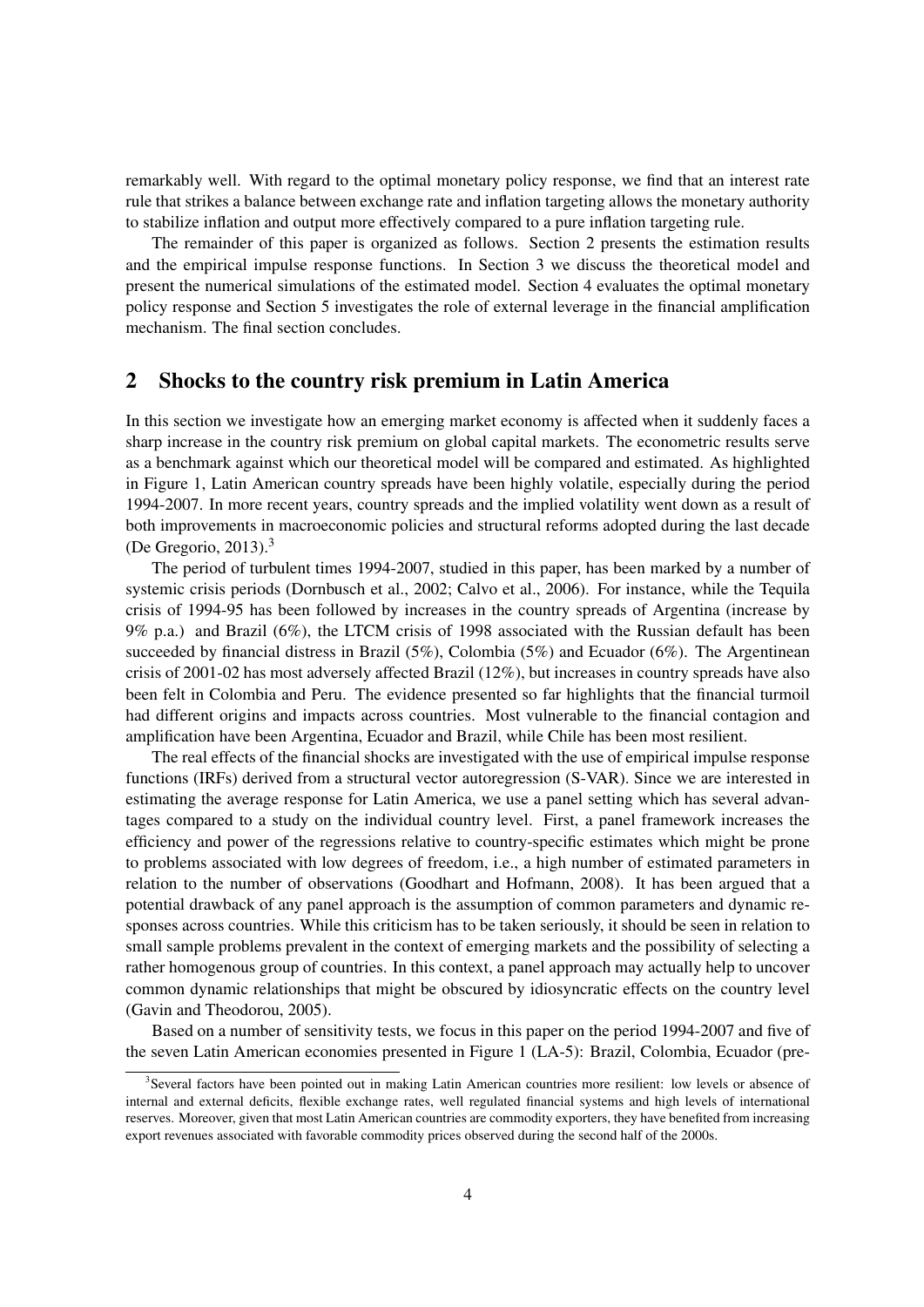remarkably well. With regard to the optimal monetary policy response, we find that an interest rate rule that strikes a balance between exchange rate and inflation targeting allows the monetary authority to stabilize inflation and output more effectively compared to a pure inflation targeting rule.

The remainder of this paper is organized as follows. Section 2 presents the estimation results and the empirical impulse response functions. In Section 3 we discuss the theoretical model and present the numerical simulations of the estimated model. Section 4 evaluates the optimal monetary policy response and Section 5 investigates the role of external leverage in the financial amplification mechanism. The final section concludes.

## 2 Shocks to the country risk premium in Latin America

In this section we investigate how an emerging market economy is affected when it suddenly faces a sharp increase in the country risk premium on global capital markets. The econometric results serve as a benchmark against which our theoretical model will be compared and estimated. As highlighted in Figure 1, Latin American country spreads have been highly volatile, especially during the period 1994-2007. In more recent years, country spreads and the implied volatility went down as a result of both improvements in macroeconomic policies and structural reforms adopted during the last decade (De Gregorio, 2013).[3]

The period of turbulent times 1994-2007, studied in this paper, has been marked by a number of systemic crisis periods (Dornbusch et al., 2002; Calvo et al., 2006). For instance, while the Tequila crisis of 1994-95 has been followed by increases in the country spreads of Argentina (increase by 9% p.a.) and Brazil (6%), the LTCM crisis of 1998 associated with the Russian default has been succeeded by financial distress in Brazil (5%), Colombia (5%) and Ecuador (6%). The Argentinean crisis of 2001-02 has most adversely affected Brazil (12%), but increases in country spreads have also been felt in Colombia and Peru. The evidence presented so far highlights that the financial turmoil had different origins and impacts across countries. Most vulnerable to the financial contagion and amplification have been Argentina, Ecuador and Brazil, while Chile has been most resilient.

The real effects of the financial shocks are investigated with the use of empirical impulse response functions (IRFs) derived from a structural vector autoregression (S-VAR). Since we are interested in estimating the average response for Latin America, we use a panel setting which has several advantages compared to a study on the individual country level. First, a panel framework increases the efficiency and power of the regressions relative to country-specific estimates which might be prone to problems associated with low degrees of freedom, i.e., a high number of estimated parameters in relation to the number of observations (Goodhart and Hofmann, 2008). It has been argued that a potential drawback of any panel approach is the assumption of common parameters and dynamic responses across countries. While this criticism has to be taken seriously, it should be seen in relation to small sample problems prevalent in the context of emerging markets and the possibility of selecting a rather homogenous group of countries. In this context, a panel approach may actually help to uncover common dynamic relationships that might be obscured by idiosyncratic effects on the country level (Gavin and Theodorou, 2005).

Based on a number of sensitivity tests, we focus in this paper on the period 1994-2007 and five of the seven Latin American economies presented in Figure 1 (LA-5): Brazil, Colombia, Ecuador (pre-

[3]Several factors have been pointed out in making Latin American countries more resilient: low levels or absence of internal and external deficits, flexible exchange rates, well regulated financial systems and high levels of international reserves. Moreover, given that most Latin American countries are commodity exporters, they have benefited from increasing export revenues associated with favorable commodity prices observed during the second half of the 2000s.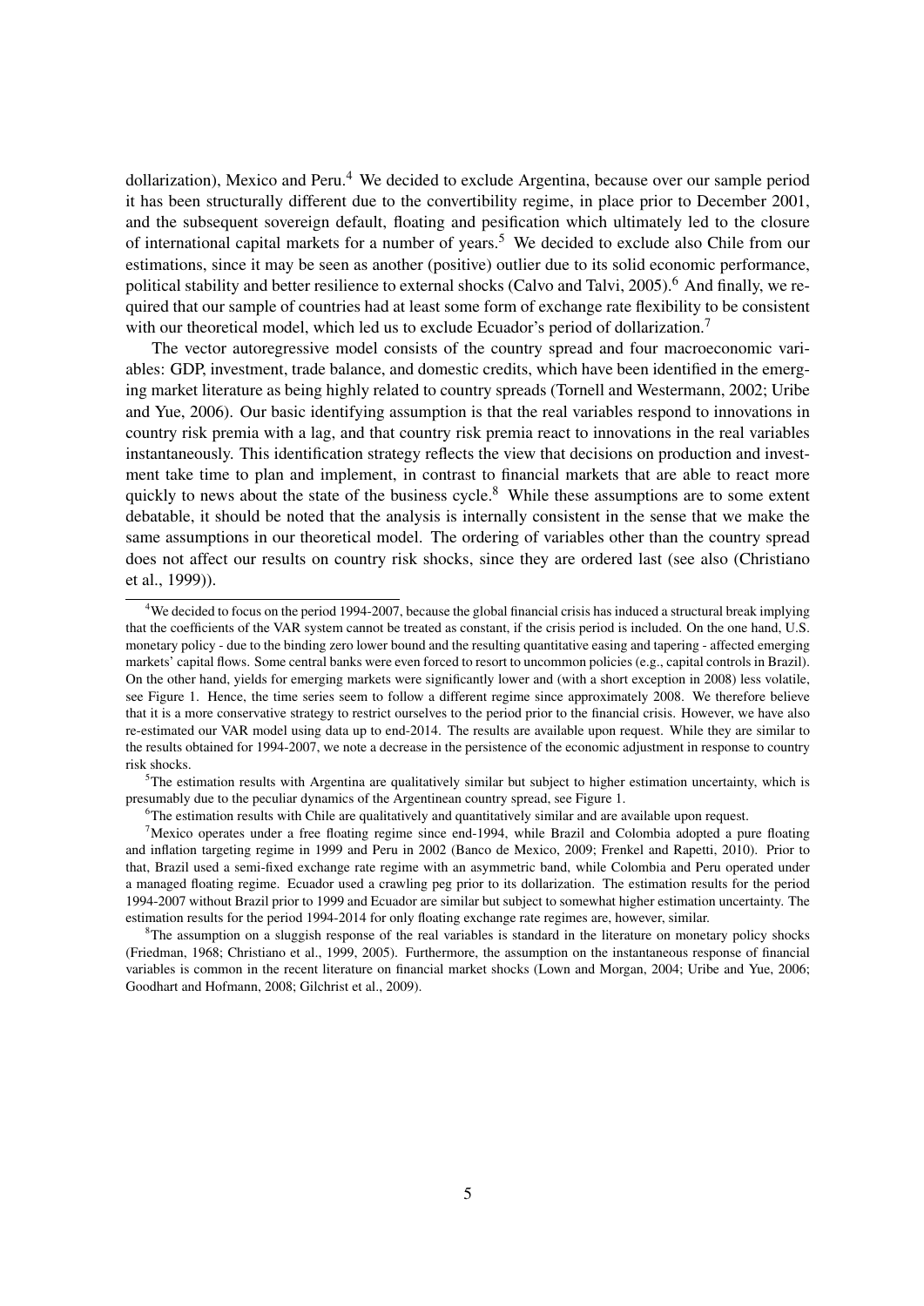dollarization), Mexico and Peru.[4] We decided to exclude Argentina, because over our sample period it has been structurally different due to the convertibility regime, in place prior to December 2001, and the subsequent sovereign default, floating and pesification which ultimately led to the closure of international capital markets for a number of years.[5] We decided to exclude also Chile from our estimations, since it may be seen as another (positive) outlier due to its solid economic performance, political stability and better resilience to external shocks (Calvo and Talvi, 2005).[6] And finally, we required that our sample of countries had at least some form of exchange rate flexibility to be consistent with our theoretical model, which led us to exclude Ecuador's period of dollarization.[7]

The vector autoregressive model consists of the country spread and four macroeconomic variables: GDP, investment, trade balance, and domestic credits, which have been identified in the emerging market literature as being highly related to country spreads (Tornell and Westermann, 2002; Uribe and Yue, 2006). Our basic identifying assumption is that the real variables respond to innovations in country risk premia with a lag, and that country risk premia react to innovations in the real variables instantaneously. This identification strategy reflects the view that decisions on production and investment take time to plan and implement, in contrast to financial markets that are able to react more quickly to news about the state of the business cycle.[8] While these assumptions are to some extent debatable, it should be noted that the analysis is internally consistent in the sense that we make the same assumptions in our theoretical model. The ordering of variables other than the country spread does not affect our results on country risk shocks, since they are ordered last (see also (Christiano et al., 1999)).

[4]We decided to focus on the period 1994-2007, because the global financial crisis has induced a structural break implying that the coefficients of the VAR system cannot be treated as constant, if the crisis period is included. On the one hand, U.S. monetary policy - due to the binding zero lower bound and the resulting quantitative easing and tapering - affected emerging markets' capital flows. Some central banks were even forced to resort to uncommon policies (e.g., capital controls in Brazil). On the other hand, yields for emerging markets were significantly lower and (with a short exception in 2008) less volatile, see Figure 1. Hence, the time series seem to follow a different regime since approximately 2008. We therefore believe that it is a more conservative strategy to restrict ourselves to the period prior to the financial crisis. However, we have also re-estimated our VAR model using data up to end-2014. The results are available upon request. While they are similar to the results obtained for 1994-2007, we note a decrease in the persistence of the economic adjustment in response to country risk shocks.

[5]The estimation results with Argentina are qualitatively similar but subject to higher estimation uncertainty, which is presumably due to the peculiar dynamics of the Argentinean country spread, see Figure 1.

[6]The estimation results with Chile are qualitatively and quantitatively similar and are available upon request.

[7]Mexico operates under a free floating regime since end-1994, while Brazil and Colombia adopted a pure floating and inflation targeting regime in 1999 and Peru in 2002 (Banco de Mexico, 2009; Frenkel and Rapetti, 2010). Prior to that, Brazil used a semi-fixed exchange rate regime with an asymmetric band, while Colombia and Peru operated under a managed floating regime. Ecuador used a crawling peg prior to its dollarization. The estimation results for the period 1994-2007 without Brazil prior to 1999 and Ecuador are similar but subject to somewhat higher estimation uncertainty. The estimation results for the period 1994-2014 for only floating exchange rate regimes are, however, similar.

[8]The assumption on a sluggish response of the real variables is standard in the literature on monetary policy shocks (Friedman, 1968; Christiano et al., 1999, 2005). Furthermore, the assumption on the instantaneous response of financial variables is common in the recent literature on financial market shocks (Lown and Morgan, 2004; Uribe and Yue, 2006; Goodhart and Hofmann, 2008; Gilchrist et al., 2009).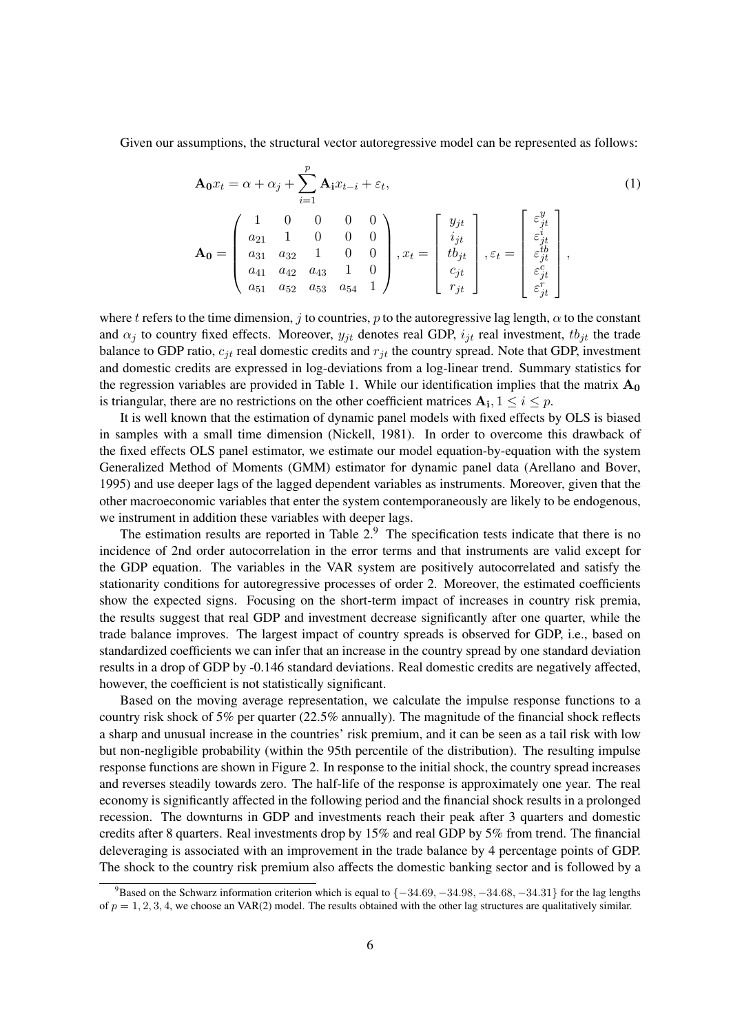Given our assumptions, the structural vector autoregressive model can be represented as follows:

$$
\mathbf{A_0} x_t = \alpha + \alpha_j + \sum_{i=1}^{p} \mathbf{A_i} x_{t-i} + \varepsilon_t, \tag{1}
$$

$$
\mathbf{A_0} = \begin{pmatrix} 1 & 0 & 0 & 0 & 0 \\ a_{21} & 1 & 0 & 0 & 0 \\ a_{31} & a_{32} & 1 & 0 & 0 \\ a_{41} & a_{42} & a_{43} & 1 & 0 \\ a_{51} & a_{52} & a_{53} & a_{54} & 1 \end{pmatrix}, x_t = \begin{bmatrix} y_{jt} \\ i_{jt} \\ tb_{jt} \\ c_{jt} \\ r_{jt} \end{bmatrix}, \varepsilon_t = \begin{bmatrix} \varepsilon_{jt}^{y} \\ \varepsilon_{jt}^{i} \\ \varepsilon_{jt}^{tb} \\ \varepsilon_{jt}^{c} \\ \varepsilon_{jt}^{r} \end{bmatrix},
$$

where $t$ refers to the time dimension, $j$ to countries, $p$ to the autoregressive lag length, $\alpha$ to the constant and $\alpha_j$ to country fixed effects. Moreover, $y_{jt}$ denotes real GDP, $i_{jt}$ real investment, $tb_{jt}$ the trade balance to GDP ratio, $c_{jt}$ real domestic credits and $r_{jt}$ the country spread. Note that GDP, investment and domestic credits are expressed in log-deviations from a log-linear trend. Summary statistics for the regression variables are provided in Table 1. While our identification implies that the matrix $\mathbf{A_0}$ is triangular, there are no restrictions on the other coefficient matrices $\mathbf{A_i}, 1 \leq i \leq p$.

It is well known that the estimation of dynamic panel models with fixed effects by OLS is biased in samples with a small time dimension (Nickell, 1981). In order to overcome this drawback of the fixed effects OLS panel estimator, we estimate our model equation-by-equation with the system Generalized Method of Moments (GMM) estimator for dynamic panel data (Arellano and Bover, 1995) and use deeper lags of the lagged dependent variables as instruments. Moreover, given that the other macroeconomic variables that enter the system contemporaneously are likely to be endogenous, we instrument in addition these variables with deeper lags.

The estimation results are reported in Table 2.[9] The specification tests indicate that there is no incidence of 2nd order autocorrelation in the error terms and that instruments are valid except for the GDP equation. The variables in the VAR system are positively autocorrelated and satisfy the stationarity conditions for autoregressive processes of order 2. Moreover, the estimated coefficients show the expected signs. Focusing on the short-term impact of increases in country risk premia, the results suggest that real GDP and investment decrease significantly after one quarter, while the trade balance improves. The largest impact of country spreads is observed for GDP, i.e., based on standardized coefficients we can infer that an increase in the country spread by one standard deviation results in a drop of GDP by -0.146 standard deviations. Real domestic credits are negatively affected, however, the coefficient is not statistically significant.

Based on the moving average representation, we calculate the impulse response functions to a country risk shock of 5% per quarter (22.5% annually). The magnitude of the financial shock reflects a sharp and unusual increase in the countries' risk premium, and it can be seen as a tail risk with low but non-negligible probability (within the 95th percentile of the distribution). The resulting impulse response functions are shown in Figure 2. In response to the initial shock, the country spread increases and reverses steadily towards zero. The half-life of the response is approximately one year. The real economy is significantly affected in the following period and the financial shock results in a prolonged recession. The downturns in GDP and investments reach their peak after 3 quarters and domestic credits after 8 quarters. Real investments drop by 15% and real GDP by 5% from trend. The financial deleveraging is associated with an improvement in the trade balance by 4 percentage points of GDP. The shock to the country risk premium also affects the domestic banking sector and is followed by a

[9] Based on the Schwarz information criterion which is equal to $\{-34.69, -34.98, -34.68, -34.31\}$ for the lag lengths of $p = 1, 2, 3, 4$, we choose an VAR(2) model. The results obtained with the other lag structures are qualitatively similar.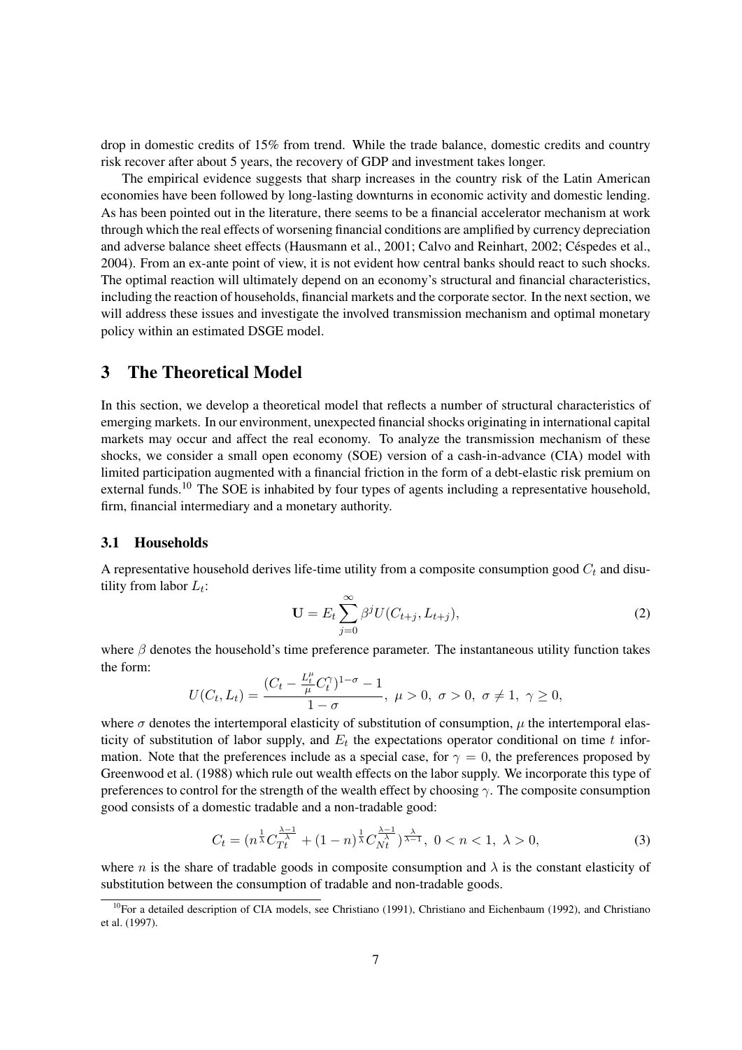drop in domestic credits of 15% from trend. While the trade balance, domestic credits and country risk recover after about 5 years, the recovery of GDP and investment takes longer.

The empirical evidence suggests that sharp increases in the country risk of the Latin American economies have been followed by long-lasting downturns in economic activity and domestic lending. As has been pointed out in the literature, there seems to be a financial accelerator mechanism at work through which the real effects of worsening financial conditions are amplified by currency depreciation and adverse balance sheet effects (Hausmann et al., 2001; Calvo and Reinhart, 2002; Céspedes et al., 2004). From an ex-ante point of view, it is not evident how central banks should react to such shocks. The optimal reaction will ultimately depend on an economy's structural and financial characteristics, including the reaction of households, financial markets and the corporate sector. In the next section, we will address these issues and investigate the involved transmission mechanism and optimal monetary policy within an estimated DSGE model.

# 3 The Theoretical Model

In this section, we develop a theoretical model that reflects a number of structural characteristics of emerging markets. In our environment, unexpected financial shocks originating in international capital markets may occur and affect the real economy. To analyze the transmission mechanism of these shocks, we consider a small open economy (SOE) version of a cash-in-advance (CIA) model with limited participation augmented with a financial friction in the form of a debt-elastic risk premium on external funds.[10] The SOE is inhabited by four types of agents including a representative household, firm, financial intermediary and a monetary authority.

## 3.1 Households

A representative household derives life-time utility from a composite consumption good $C_t$ and disutility from labor $L_t$:

$$\mathbf{U} = E_t \sum_{j=0}^{\infty} \beta^j U(C_{t+j}, L_{t+j}), \tag{2}$$

where $\beta$ denotes the household's time preference parameter. The instantaneous utility function takes the form:

$$U(C_t, L_t) = \frac{(C_t - \frac{L_t^{\mu}}{\mu} C_t^{\gamma})^{1-\sigma} - 1}{1-\sigma}, \; \mu > 0, \; \sigma > 0, \; \sigma \neq 1, \; \gamma \geq 0,$$

where $\sigma$ denotes the intertemporal elasticity of substitution of consumption, $\mu$ the intertemporal elasticity of substitution of labor supply, and $E_t$ the expectations operator conditional on time $t$ information. Note that the preferences include as a special case, for $\gamma = 0$, the preferences proposed by Greenwood et al. (1988) which rule out wealth effects on the labor supply. We incorporate this type of preferences to control for the strength of the wealth effect by choosing $\gamma$. The composite consumption good consists of a domestic tradable and a non-tradable good:

$$C_t = (n^{\frac{1}{\lambda}} C_{Tt}^{\frac{\lambda-1}{\lambda}} + (1-n)^{\frac{1}{\lambda}} C_{Nt}^{\frac{\lambda-1}{\lambda}})^{\frac{\lambda}{\lambda-1}}, \; 0 < n < 1, \; \lambda > 0, \tag{3}$$

where $n$ is the share of tradable goods in composite consumption and $\lambda$ is the constant elasticity of substitution between the consumption of tradable and non-tradable goods.

[10] For a detailed description of CIA models, see Christiano (1991), Christiano and Eichenbaum (1992), and Christiano et al. (1997).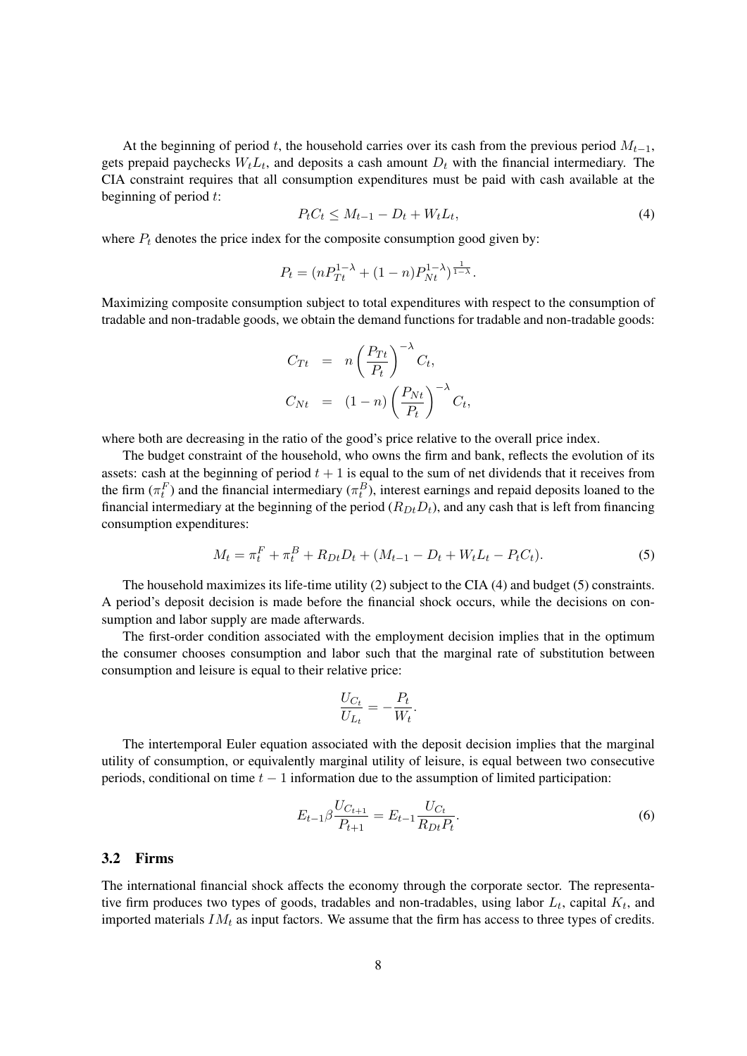At the beginning of period $t$, the household carries over its cash from the previous period $M_{t-1}$, gets prepaid paychecks $W_t L_t$, and deposits a cash amount $D_t$ with the financial intermediary. The CIA constraint requires that all consumption expenditures must be paid with cash available at the beginning of period $t$:

$$P_t C_t \leq M_{t-1} - D_t + W_t L_t, \tag{4}$$

where $P_t$ denotes the price index for the composite consumption good given by:

$$P_t = (n P_{Tt}^{1-\lambda} + (1-n) P_{Nt}^{1-\lambda})^{\frac{1}{1-\lambda}}.$$

Maximizing composite consumption subject to total expenditures with respect to the consumption of tradable and non-tradable goods, we obtain the demand functions for tradable and non-tradable goods:

$$\begin{aligned}
C_{Tt} &= n \left( \frac{P_{Tt}}{P_t} \right)^{-\lambda} C_t, \\
C_{Nt} &= (1-n) \left( \frac{P_{Nt}}{P_t} \right)^{-\lambda} C_t,
\end{aligned}$$

where both are decreasing in the ratio of the good's price relative to the overall price index.

The budget constraint of the household, who owns the firm and bank, reflects the evolution of its assets: cash at the beginning of period $t+1$ is equal to the sum of net dividends that it receives from the firm ($\pi_t^F$) and the financial intermediary ($\pi_t^B$), interest earnings and repaid deposits loaned to the financial intermediary at the beginning of the period ($R_{Dt} D_t$), and any cash that is left from financing consumption expenditures:

$$M_t = \pi_t^F + \pi_t^B + R_{Dt} D_t + (M_{t-1} - D_t + W_t L_t - P_t C_t). \tag{5}$$

The household maximizes its life-time utility (2) subject to the CIA (4) and budget (5) constraints. A period's deposit decision is made before the financial shock occurs, while the decisions on consumption and labor supply are made afterwards.

The first-order condition associated with the employment decision implies that in the optimum the consumer chooses consumption and labor such that the marginal rate of substitution between consumption and leisure is equal to their relative price:

$$\frac{U_{C_t}}{U_{L_t}} = -\frac{P_t}{W_t}.$$

The intertemporal Euler equation associated with the deposit decision implies that the marginal utility of consumption, or equivalently marginal utility of leisure, is equal between two consecutive periods, conditional on time $t-1$ information due to the assumption of limited participation:

$$E_{t-1} \beta \frac{U_{C_{t+1}}}{P_{t+1}} = E_{t-1} \frac{U_{C_t}}{R_{Dt} P_t}. \tag{6}$$

### 3.2 Firms

The international financial shock affects the economy through the corporate sector. The representative firm produces two types of goods, tradables and non-tradables, using labor $L_t$, capital $K_t$, and imported materials $IM_t$ as input factors. We assume that the firm has access to three types of credits.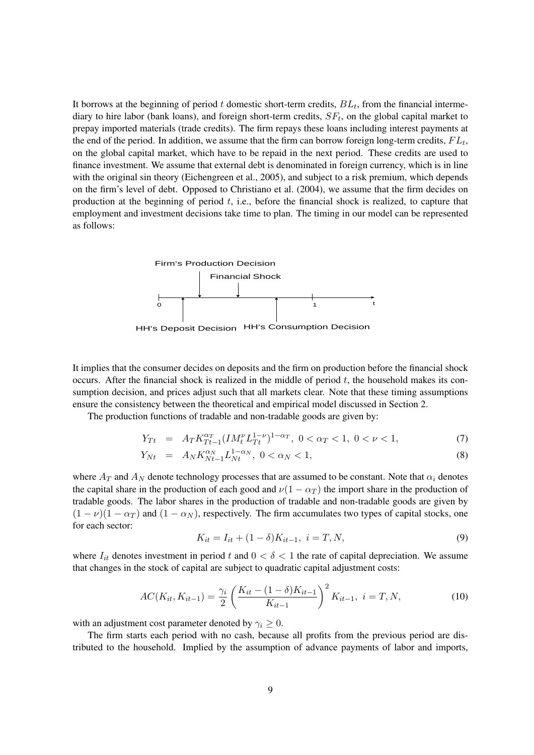It borrows at the beginning of period $t$ domestic short-term credits, $BL_t$, from the financial intermediary to hire labor (bank loans), and foreign short-term credits, $SF_t$, on the global capital market to prepay imported materials (trade credits). The firm repays these loans including interest payments at the end of the period. In addition, we assume that the firm can borrow foreign long-term credits, $FL_t$, on the global capital market, which have to be repaid in the next period. These credits are used to finance investment. We assume that external debt is denominated in foreign currency, which is in line with the original sin theory (Eichengreen et al., 2005), and subject to a risk premium, which depends on the firm's level of debt. Opposed to Christiano et al. (2004), we assume that the firm decides on production at the beginning of period $t$, i.e., before the financial shock is realized, to capture that employment and investment decisions take time to plan. The timing in our model can be represented as follows:

Firm's Production Decision

Financial Shock

0 1 t

HH's Deposit Decision HH's Consumption Decision

It implies that the consumer decides on deposits and the firm on production before the financial shock occurs. After the financial shock is realized in the middle of period $t$, the household makes its consumption decision, and prices adjust such that all markets clear. Note that these timing assumptions ensure the consistency between the theoretical and empirical model discussed in Section 2.

The production functions of tradable and non-tradable goods are given by:

$$Y_{Tt} = A_T K_{Tt-1}^{\alpha_T} (IM_t^{\nu} L_{Tt}^{1-\nu})^{1-\alpha_T}, \; 0 < \alpha_T < 1, \; 0 < \nu < 1, \tag{7}$$

$$Y_{Nt} = A_N K_{Nt-1}^{\alpha_N} L_{Nt}^{1-\alpha_N}, \; 0 < \alpha_N < 1, \tag{8}$$

where $A_T$ and $A_N$ denote technology processes that are assumed to be constant. Note that $\alpha_i$ denotes the capital share in the production of each good and $\nu(1-\alpha_T)$ the import share in the production of tradable goods. The labor shares in the production of tradable and non-tradable goods are given by $(1-\nu)(1-\alpha_T)$ and $(1-\alpha_N)$, respectively. The firm accumulates two types of capital stocks, one for each sector:

$$K_{it} = I_{it} + (1-\delta)K_{it-1}, \; i = T, N, \tag{9}$$

where $I_{it}$ denotes investment in period $t$ and $0 < \delta < 1$ the rate of capital depreciation. We assume that changes in the stock of capital are subject to quadratic capital adjustment costs:

$$AC(K_{it}, K_{it-1}) = \frac{\gamma_i}{2} \left( \frac{K_{it} - (1-\delta)K_{it-1}}{K_{it-1}} \right)^2 K_{it-1}, \; i = T, N, \tag{10}$$

with an adjustment cost parameter denoted by $\gamma_i \geq 0$.

The firm starts each period with no cash, because all profits from the previous period are distributed to the household. Implied by the assumption of advance payments of labor and imports,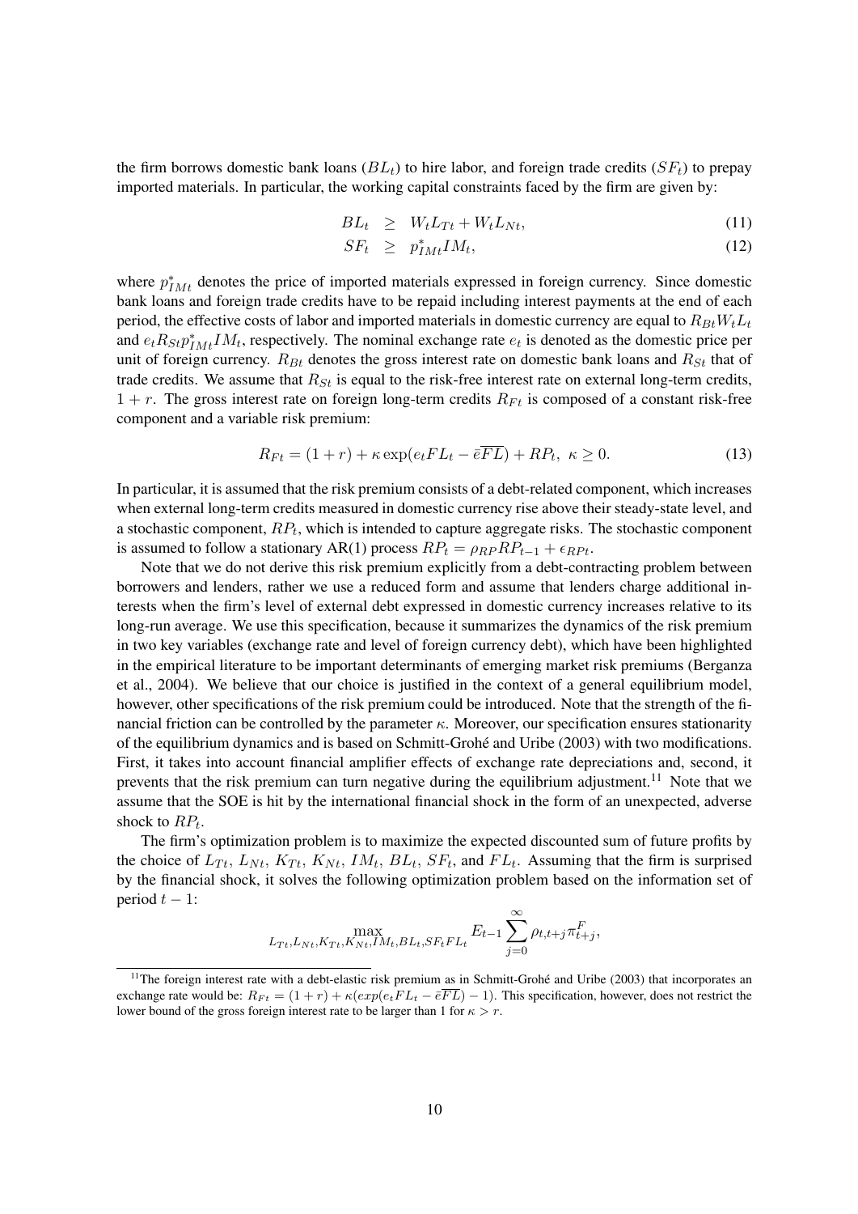the firm borrows domestic bank loans ($BL_t$) to hire labor, and foreign trade credits ($SF_t$) to prepay imported materials. In particular, the working capital constraints faced by the firm are given by:

$$BL_t \geq W_t L_{Tt} + W_t L_{Nt}, \tag{11}$$

$$SF_t \geq p^*_{IMt} IM_t, \tag{12}$$

where $p^*_{IMt}$ denotes the price of imported materials expressed in foreign currency. Since domestic bank loans and foreign trade credits have to be repaid including interest payments at the end of each period, the effective costs of labor and imported materials in domestic currency are equal to $R_{Bt} W_t L_t$ and $e_t R_{St} p^*_{IMt} IM_t$, respectively. The nominal exchange rate $e_t$ is denoted as the domestic price per unit of foreign currency. $R_{Bt}$ denotes the gross interest rate on domestic bank loans and $R_{St}$ that of trade credits. We assume that $R_{St}$ is equal to the risk-free interest rate on external long-term credits, $1 + r$. The gross interest rate on foreign long-term credits $R_{Ft}$ is composed of a constant risk-free component and a variable risk premium:

$$R_{Ft} = (1 + r) + \kappa \exp(e_t FL_t - \bar{e}\overline{FL}) + RP_t, \ \kappa \geq 0. \tag{13}$$

In particular, it is assumed that the risk premium consists of a debt-related component, which increases when external long-term credits measured in domestic currency rise above their steady-state level, and a stochastic component, $RP_t$, which is intended to capture aggregate risks. The stochastic component is assumed to follow a stationary AR(1) process $RP_t = \rho_{RP} RP_{t-1} + \epsilon_{RPt}$.

Note that we do not derive this risk premium explicitly from a debt-contracting problem between borrowers and lenders, rather we use a reduced form and assume that lenders charge additional interests when the firm's level of external debt expressed in domestic currency increases relative to its long-run average. We use this specification, because it summarizes the dynamics of the risk premium in two key variables (exchange rate and level of foreign currency debt), which have been highlighted in the empirical literature to be important determinants of emerging market risk premiums (Berganza et al., 2004). We believe that our choice is justified in the context of a general equilibrium model, however, other specifications of the risk premium could be introduced. Note that the strength of the financial friction can be controlled by the parameter $\kappa$. Moreover, our specification ensures stationarity of the equilibrium dynamics and is based on Schmitt-Grohé and Uribe (2003) with two modifications. First, it takes into account financial amplifier effects of exchange rate depreciations and, second, it prevents that the risk premium can turn negative during the equilibrium adjustment.[11] Note that we assume that the SOE is hit by the international financial shock in the form of an unexpected, adverse shock to $RP_t$.

The firm's optimization problem is to maximize the expected discounted sum of future profits by the choice of $L_{Tt}$, $L_{Nt}$, $K_{Tt}$, $K_{Nt}$, $IM_t$, $BL_t$, $SF_t$, and $FL_t$. Assuming that the firm is surprised by the financial shock, it solves the following optimization problem based on the information set of period $t - 1$:

$$\max_{L_{Tt}, L_{Nt}, K_{Tt}, K_{Nt}, IM_t, BL_t, SF_t FL_t} E_{t-1} \sum_{j=0}^{\infty} \rho_{t,t+j} \pi^F_{t+j},$$

[11] The foreign interest rate with a debt-elastic risk premium as in Schmitt-Grohé and Uribe (2003) that incorporates an exchange rate would be: $R_{Ft} = (1 + r) + \kappa(exp(e_t FL_t - \bar{e}\overline{FL}) - 1)$. This specification, however, does not restrict the lower bound of the gross foreign interest rate to be larger than 1 for $\kappa > r$.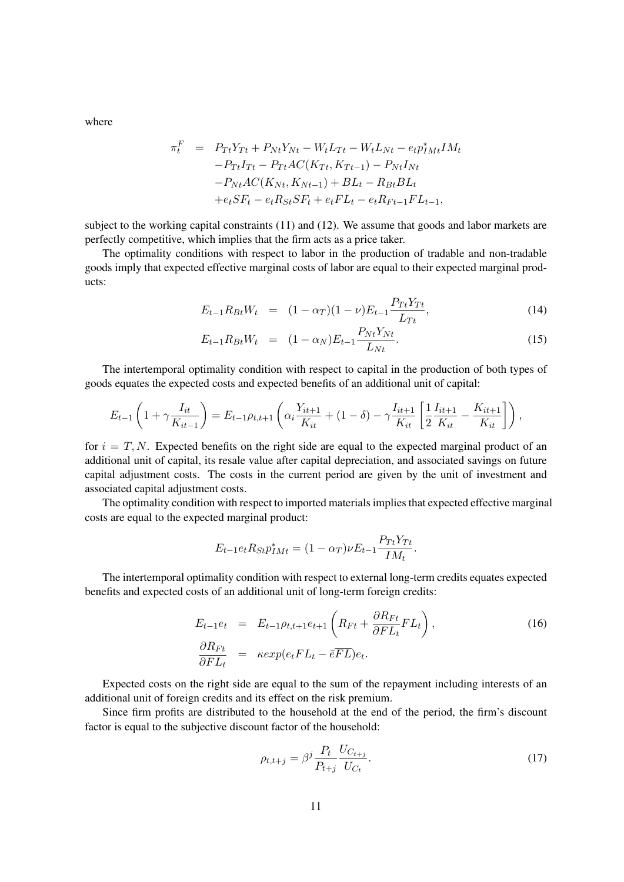where

$$
\begin{aligned}
\pi_t^F &= P_{Tt}Y_{Tt} + P_{Nt}Y_{Nt} - W_tL_{Tt} - W_tL_{Nt} - e_tp^*_{IMt}IM_t \\
&\quad - P_{Tt}I_{Tt} - P_{Tt}AC(K_{Tt}, K_{Tt-1}) - P_{Nt}I_{Nt} \\
&\quad - P_{Nt}AC(K_{Nt}, K_{Nt-1}) + BL_t - R_{Bt}BL_t \\
&\quad + e_tSF_t - e_tR_{St}SF_t + e_tFL_t - e_tR_{Ft-1}FL_{t-1},
\end{aligned}
$$

subject to the working capital constraints (11) and (12). We assume that goods and labor markets are perfectly competitive, which implies that the firm acts as a price taker.

The optimality conditions with respect to labor in the production of tradable and non-tradable goods imply that expected effective marginal costs of labor are equal to their expected marginal products:

$$
E_{t-1}R_{Bt}W_t = (1-\alpha_T)(1-\nu)E_{t-1}\frac{P_{Tt}Y_{Tt}}{L_{Tt}}, \tag{14}
$$

$$
E_{t-1}R_{Bt}W_t = (1-\alpha_N)E_{t-1}\frac{P_{Nt}Y_{Nt}}{L_{Nt}}. \tag{15}
$$

The intertemporal optimality condition with respect to capital in the production of both types of goods equates the expected costs and expected benefits of an additional unit of capital:

$$
E_{t-1}\left(1+\gamma\frac{I_{it}}{K_{it-1}}\right) = E_{t-1}\rho_{t,t+1}\left(\alpha_i\frac{Y_{it+1}}{K_{it}} + (1-\delta) - \gamma\frac{I_{it+1}}{K_{it}}\left[\frac{1}{2}\frac{I_{it+1}}{K_{it}} - \frac{K_{it+1}}{K_{it}}\right]\right),
$$

for $i = T, N$. Expected benefits on the right side are equal to the expected marginal product of an additional unit of capital, its resale value after capital depreciation, and associated savings on future capital adjustment costs. The costs in the current period are given by the unit of investment and associated capital adjustment costs.

The optimality condition with respect to imported materials implies that expected effective marginal costs are equal to the expected marginal product:

$$
E_{t-1}e_tR_{St}p^*_{IMt} = (1-\alpha_T)\nu E_{t-1}\frac{P_{Tt}Y_{Tt}}{IM_t}.
$$

The intertemporal optimality condition with respect to external long-term credits equates expected benefits and expected costs of an additional unit of long-term foreign credits:

$$
E_{t-1}e_t = E_{t-1}\rho_{t,t+1}e_{t+1}\left(R_{Ft} + \frac{\partial R_{Ft}}{\partial FL_t}FL_t\right), \tag{16}
$$

$$
\frac{\partial R_{Ft}}{\partial FL_t} = \kappa exp(e_tFL_t - \bar{e}\overline{FL})e_t.
$$

Expected costs on the right side are equal to the sum of the repayment including interests of an additional unit of foreign credits and its effect on the risk premium.

Since firm profits are distributed to the household at the end of the period, the firm's discount factor is equal to the subjective discount factor of the household:

$$
\rho_{t,t+j} = \beta^j\frac{P_t}{P_{t+j}}\frac{U_{C_{t+j}}}{U_{C_t}}. \tag{17}
$$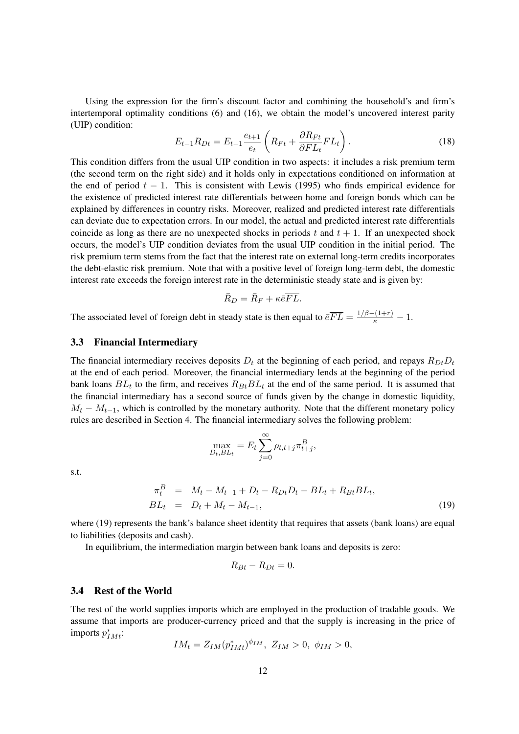Using the expression for the firm's discount factor and combining the household's and firm's intertemporal optimality conditions (6) and (16), we obtain the model's uncovered interest parity (UIP) condition:

$$E_{t-1}R_{Dt} = E_{t-1}\frac{e_{t+1}}{e_t}\left(R_{Ft} + \frac{\partial R_{Ft}}{\partial FL_t}FL_t\right). \tag{18}$$

This condition differs from the usual UIP condition in two aspects: it includes a risk premium term (the second term on the right side) and it holds only in expectations conditioned on information at the end of period $t-1$. This is consistent with Lewis (1995) who finds empirical evidence for the existence of predicted interest rate differentials between home and foreign bonds which can be explained by differences in country risks. Moreover, realized and predicted interest rate differentials can deviate due to expectation errors. In our model, the actual and predicted interest rate differentials coincide as long as there are no unexpected shocks in periods $t$ and $t+1$. If an unexpected shock occurs, the model's UIP condition deviates from the usual UIP condition in the initial period. The risk premium term stems from the fact that the interest rate on external long-term credits incorporates the debt-elastic risk premium. Note that with a positive level of foreign long-term debt, the domestic interest rate exceeds the foreign interest rate in the deterministic steady state and is given by:

$$\bar{R}_D = \bar{R}_F + \kappa \bar{e}\overline{FL}.$$

The associated level of foreign debt in steady state is then equal to $\bar{e}\overline{FL} = \frac{1/\beta-(1+r)}{\kappa} - 1$.

### 3.3 Financial Intermediary

The financial intermediary receives deposits $D_t$ at the beginning of each period, and repays $R_{Dt}D_t$ at the end of each period. Moreover, the financial intermediary lends at the beginning of the period bank loans $BL_t$ to the firm, and receives $R_{Bt}BL_t$ at the end of the same period. It is assumed that the financial intermediary has a second source of funds given by the change in domestic liquidity, $M_t - M_{t-1}$, which is controlled by the monetary authority. Note that the different monetary policy rules are described in Section 4. The financial intermediary solves the following problem:

$$\max_{D_t, BL_t} = E_t \sum_{j=0}^{\infty} \rho_{t,t+j}\pi^B_{t+j},$$

s.t.

$$\begin{aligned} \pi^B_t &= M_t - M_{t-1} + D_t - R_{Dt}D_t - BL_t + R_{Bt}BL_t, \\ BL_t &= D_t + M_t - M_{t-1}, \end{aligned} \tag{19}$$

where (19) represents the bank's balance sheet identity that requires that assets (bank loans) are equal to liabilities (deposits and cash).

In equilibrium, the intermediation margin between bank loans and deposits is zero:

$$R_{Bt} - R_{Dt} = 0.$$

### 3.4 Rest of the World

The rest of the world supplies imports which are employed in the production of tradable goods. We assume that imports are producer-currency priced and that the supply is increasing in the price of imports $p^*_{IMt}$:

$$IM_t = Z_{IM}(p^*_{IMt})^{\phi_{IM}},\ Z_{IM} > 0,\ \phi_{IM} > 0,$$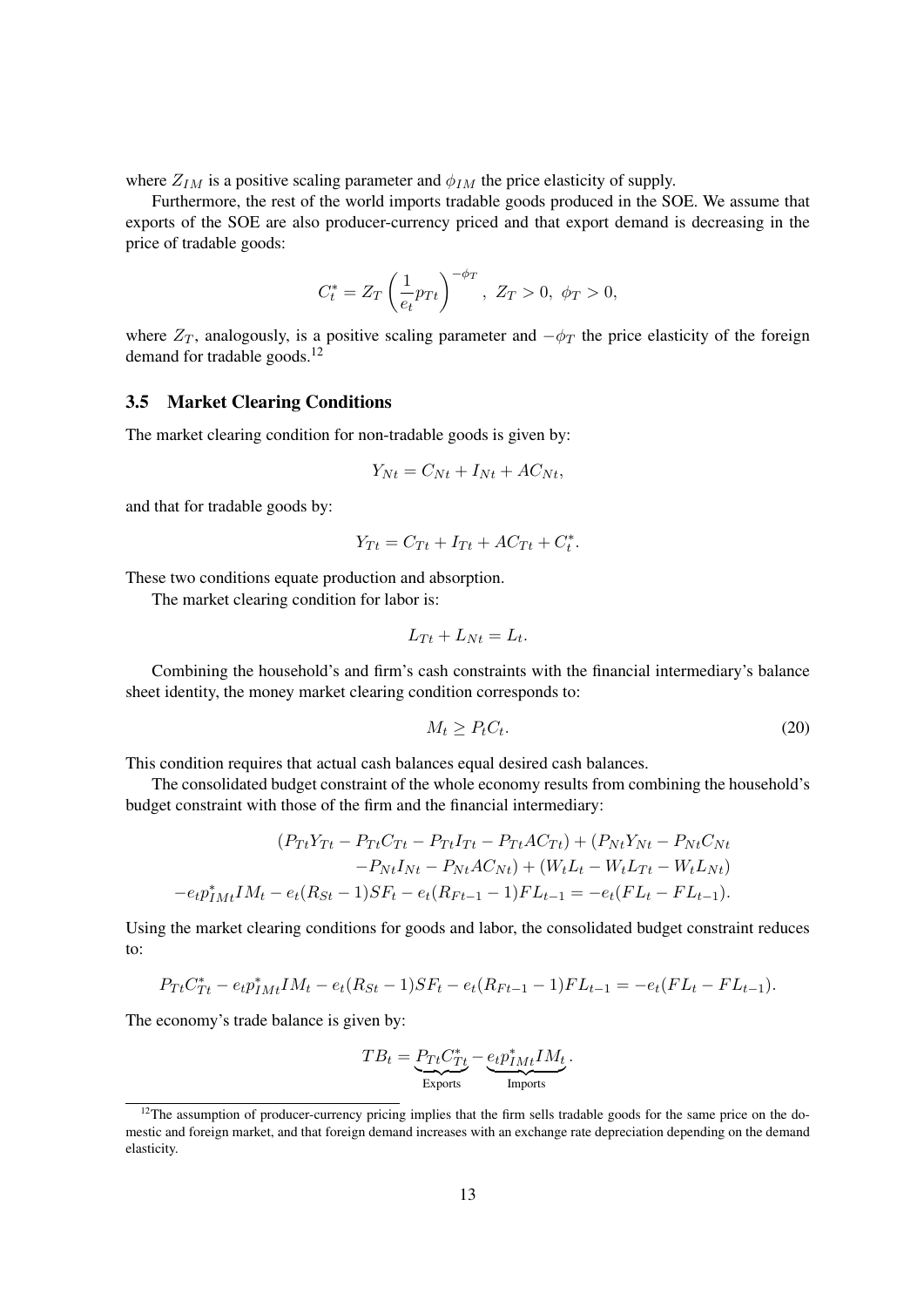where $Z_{IM}$ is a positive scaling parameter and $\phi_{IM}$ the price elasticity of supply.

Furthermore, the rest of the world imports tradable goods produced in the SOE. We assume that exports of the SOE are also producer-currency priced and that export demand is decreasing in the price of tradable goods:

$$C_t^* = Z_T \left( \frac{1}{e_t} p_{Tt} \right)^{-\phi_T}, \; Z_T > 0, \; \phi_T > 0,$$

where $Z_T$, analogously, is a positive scaling parameter and $-\phi_T$ the price elasticity of the foreign demand for tradable goods.[12]

### 3.5 Market Clearing Conditions

The market clearing condition for non-tradable goods is given by:

$$Y_{Nt} = C_{Nt} + I_{Nt} + AC_{Nt},$$

and that for tradable goods by:

$$Y_{Tt} = C_{Tt} + I_{Tt} + AC_{Tt} + C_t^*.$$

These two conditions equate production and absorption.

The market clearing condition for labor is:

$$L_{Tt} + L_{Nt} = L_t.$$

Combining the household's and firm's cash constraints with the financial intermediary's balance sheet identity, the money market clearing condition corresponds to:

$$M_t \geq P_t C_t. \tag{20}$$

This condition requires that actual cash balances equal desired cash balances.

The consolidated budget constraint of the whole economy results from combining the household's budget constraint with those of the firm and the financial intermediary:

$$\begin{aligned}
(P_{Tt}Y_{Tt} - P_{Tt}C_{Tt} - P_{Tt}I_{Tt} - P_{Tt}AC_{Tt}) + (P_{Nt}Y_{Nt} - P_{Nt}C_{Nt} \\
- P_{Nt}I_{Nt} - P_{Nt}AC_{Nt}) + (W_t L_t - W_t L_{Tt} - W_t L_{Nt}) \\
- e_t p^*_{IMt} IM_t - e_t(R_{St} - 1)SF_t - e_t(R_{Ft-1} - 1)FL_{t-1} = -e_t(FL_t - FL_{t-1}).
\end{aligned}$$

Using the market clearing conditions for goods and labor, the consolidated budget constraint reduces to:

$$P_{Tt}C^*_{Tt} - e_t p^*_{IMt} IM_t - e_t(R_{St} - 1)SF_t - e_t(R_{Ft-1} - 1)FL_{t-1} = -e_t(FL_t - FL_{t-1}).$$

The economy's trade balance is given by:

$$TB_t = \underbrace{P_{Tt}C^*_{Tt}}_{\text{Exports}} - \underbrace{e_t p^*_{IMt} IM_t}_{\text{Imports}}.$$

[12] The assumption of producer-currency pricing implies that the firm sells tradable goods for the same price on the domestic and foreign market, and that foreign demand increases with an exchange rate depreciation depending on the demand elasticity.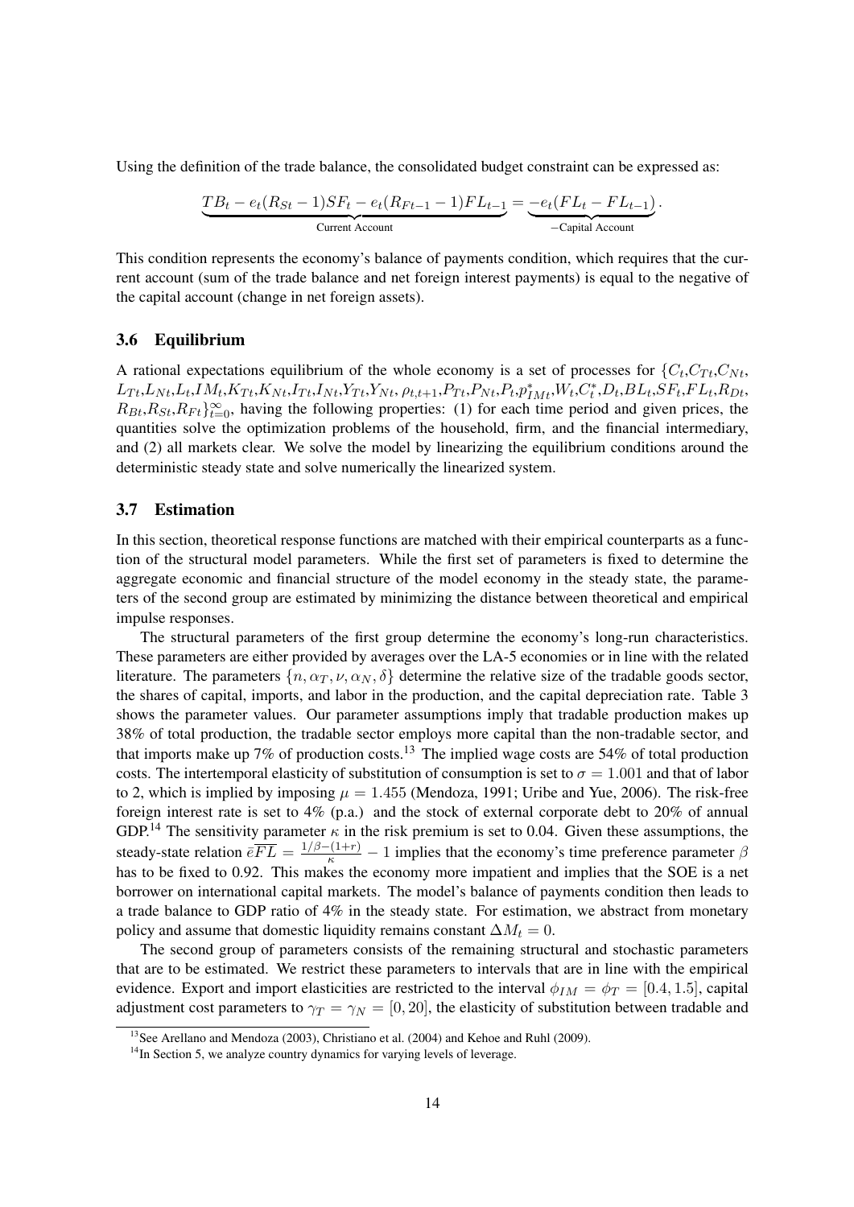Using the definition of the trade balance, the consolidated budget constraint can be expressed as:

$$\underbrace{TB_t - e_t(R_{St}-1)SF_t - e_t(R_{Ft-1}-1)FL_{t-1}}_{\text{Current Account}} = \underbrace{-e_t(FL_t - FL_{t-1})}_{-\text{Capital Account}}.$$

This condition represents the economy's balance of payments condition, which requires that the current account (sum of the trade balance and net foreign interest payments) is equal to the negative of the capital account (change in net foreign assets).

### 3.6 Equilibrium

A rational expectations equilibrium of the whole economy is a set of processes for $\{C_t, C_{Tt}, C_{Nt}, L_{Tt}, L_{Nt}, L_t, IM_t, K_{Tt}, K_{Nt}, I_{Tt}, I_{Nt}, Y_{Tt}, Y_{Nt}, \rho_{t,t+1}, P_{Tt}, P_{Nt}, P_t, p^*_{IMt}, W_t, C^*_t, D_t, BL_t, SF_t, FL_t, R_{Dt}, R_{Bt}, R_{St}, R_{Ft}\}_{t=0}^{\infty}$, having the following properties: (1) for each time period and given prices, the quantities solve the optimization problems of the household, firm, and the financial intermediary, and (2) all markets clear. We solve the model by linearizing the equilibrium conditions around the deterministic steady state and solve numerically the linearized system.

### 3.7 Estimation

In this section, theoretical response functions are matched with their empirical counterparts as a function of the structural model parameters. While the first set of parameters is fixed to determine the aggregate economic and financial structure of the model economy in the steady state, the parameters of the second group are estimated by minimizing the distance between theoretical and empirical impulse responses.

The structural parameters of the first group determine the economy's long-run characteristics. These parameters are either provided by averages over the LA-5 economies or in line with the related literature. The parameters $\{n, \alpha_T, \nu, \alpha_N, \delta\}$ determine the relative size of the tradable goods sector, the shares of capital, imports, and labor in the production, and the capital depreciation rate. Table 3 shows the parameter values. Our parameter assumptions imply that tradable production makes up 38% of total production, the tradable sector employs more capital than the non-tradable sector, and that imports make up 7% of production costs.[13] The implied wage costs are 54% of total production costs. The intertemporal elasticity of substitution of consumption is set to $\sigma = 1.001$ and that of labor to 2, which is implied by imposing $\mu = 1.455$ (Mendoza, 1991; Uribe and Yue, 2006). The risk-free foreign interest rate is set to 4% (p.a.) and the stock of external corporate debt to 20% of annual GDP.[14] The sensitivity parameter $\kappa$ in the risk premium is set to 0.04. Given these assumptions, the steady-state relation $\bar{e}\overline{FL} = \frac{1/\beta-(1+r)}{\kappa} - 1$ implies that the economy's time preference parameter $\beta$ has to be fixed to 0.92. This makes the economy more impatient and implies that the SOE is a net borrower on international capital markets. The model's balance of payments condition then leads to a trade balance to GDP ratio of 4% in the steady state. For estimation, we abstract from monetary policy and assume that domestic liquidity remains constant $\Delta M_t = 0$.

The second group of parameters consists of the remaining structural and stochastic parameters that are to be estimated. We restrict these parameters to intervals that are in line with the empirical evidence. Export and import elasticities are restricted to the interval $\phi_{IM} = \phi_T = [0.4, 1.5]$, capital adjustment cost parameters to $\gamma_T = \gamma_N = [0, 20]$, the elasticity of substitution between tradable and

[13] See Arellano and Mendoza (2003), Christiano et al. (2004) and Kehoe and Ruhl (2009).

[14] In Section 5, we analyze country dynamics for varying levels of leverage.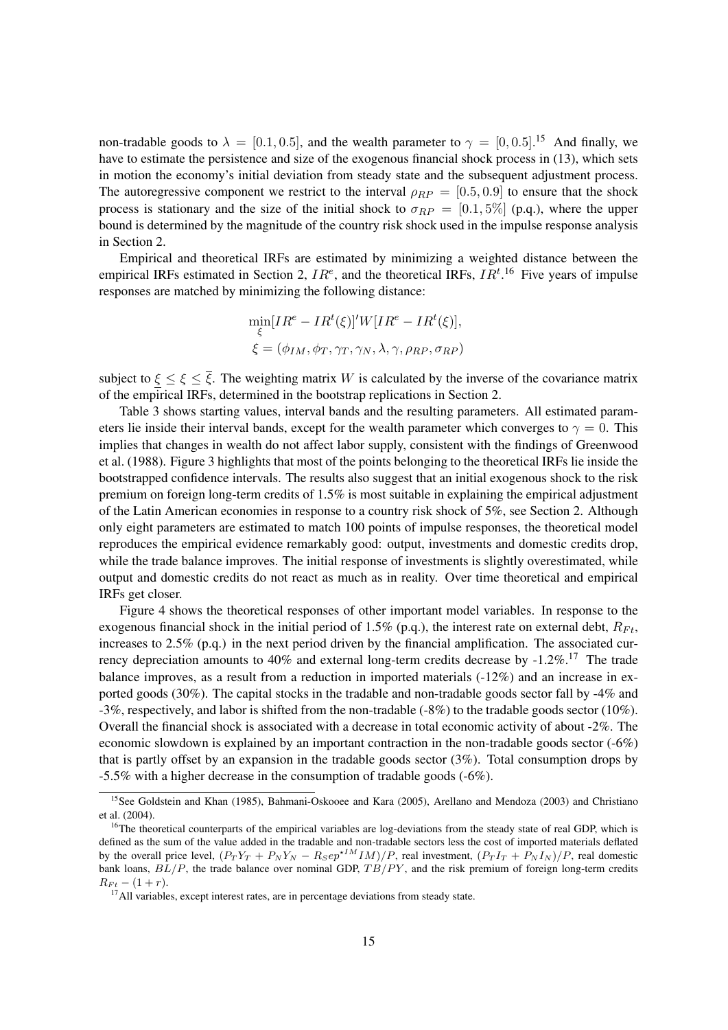non-tradable goods to $\lambda = [0.1, 0.5]$, and the wealth parameter to $\gamma = [0, 0.5]$.[15] And finally, we have to estimate the persistence and size of the exogenous financial shock process in (13), which sets in motion the economy's initial deviation from steady state and the subsequent adjustment process. The autoregressive component we restrict to the interval $\rho_{RP} = [0.5, 0.9]$ to ensure that the shock process is stationary and the size of the initial shock to $\sigma_{RP} = [0.1, 5\%]$ (p.q.), where the upper bound is determined by the magnitude of the country risk shock used in the impulse response analysis in Section 2.

Empirical and theoretical IRFs are estimated by minimizing a weighted distance between the empirical IRFs estimated in Section 2, $IR^e$, and the theoretical IRFs, $IR^t$.[16] Five years of impulse responses are matched by minimizing the following distance:

$$\min_{\xi}[IR^e - IR^t(\xi)]'W[IR^e - IR^t(\xi)],$$
$$\xi = (\phi_{IM}, \phi_T, \gamma_T, \gamma_N, \lambda, \gamma, \rho_{RP}, \sigma_{RP})$$

subject to $\underline{\xi} \leq \xi \leq \overline{\xi}$. The weighting matrix $W$ is calculated by the inverse of the covariance matrix of the empirical IRFs, determined in the bootstrap replications in Section 2.

Table 3 shows starting values, interval bands and the resulting parameters. All estimated parameters lie inside their interval bands, except for the wealth parameter which converges to $\gamma = 0$. This implies that changes in wealth do not affect labor supply, consistent with the findings of Greenwood et al. (1988). Figure 3 highlights that most of the points belonging to the theoretical IRFs lie inside the bootstrapped confidence intervals. The results also suggest that an initial exogenous shock to the risk premium on foreign long-term credits of 1.5% is most suitable in explaining the empirical adjustment of the Latin American economies in response to a country risk shock of 5%, see Section 2. Although only eight parameters are estimated to match 100 points of impulse responses, the theoretical model reproduces the empirical evidence remarkably good: output, investments and domestic credits drop, while the trade balance improves. The initial response of investments is slightly overestimated, while output and domestic credits do not react as much as in reality. Over time theoretical and empirical IRFs get closer.

Figure 4 shows the theoretical responses of other important model variables. In response to the exogenous financial shock in the initial period of 1.5% (p.q.), the interest rate on external debt, $R_{Ft}$, increases to 2.5% (p.q.) in the next period driven by the financial amplification. The associated currency depreciation amounts to 40% and external long-term credits decrease by -1.2%.[17] The trade balance improves, as a result from a reduction in imported materials (-12%) and an increase in exported goods (30%). The capital stocks in the tradable and non-tradable goods sector fall by -4% and -3%, respectively, and labor is shifted from the non-tradable (-8%) to the tradable goods sector (10%). Overall the financial shock is associated with a decrease in total economic activity of about -2%. The economic slowdown is explained by an important contraction in the non-tradable goods sector (-6%) that is partly offset by an expansion in the tradable goods sector (3%). Total consumption drops by -5.5% with a higher decrease in the consumption of tradable goods (-6%).

[15] See Goldstein and Khan (1985), Bahmani-Oskooee and Kara (2005), Arellano and Mendoza (2003) and Christiano et al. (2004).

[16] The theoretical counterparts of the empirical variables are log-deviations from the steady state of real GDP, which is defined as the sum of the value added in the tradable and non-tradable sectors less the cost of imported materials deflated by the overall price level, $(P_T Y_T + P_N Y_N - R_S e p^{\star IM} IM)/P$, real investment, $(P_T I_T + P_N I_N)/P$, real domestic bank loans, $BL/P$, the trade balance over nominal GDP, $TB/PY$, and the risk premium of foreign long-term credits $R_{Ft} - (1 + r)$.

[17] All variables, except interest rates, are in percentage deviations from steady state.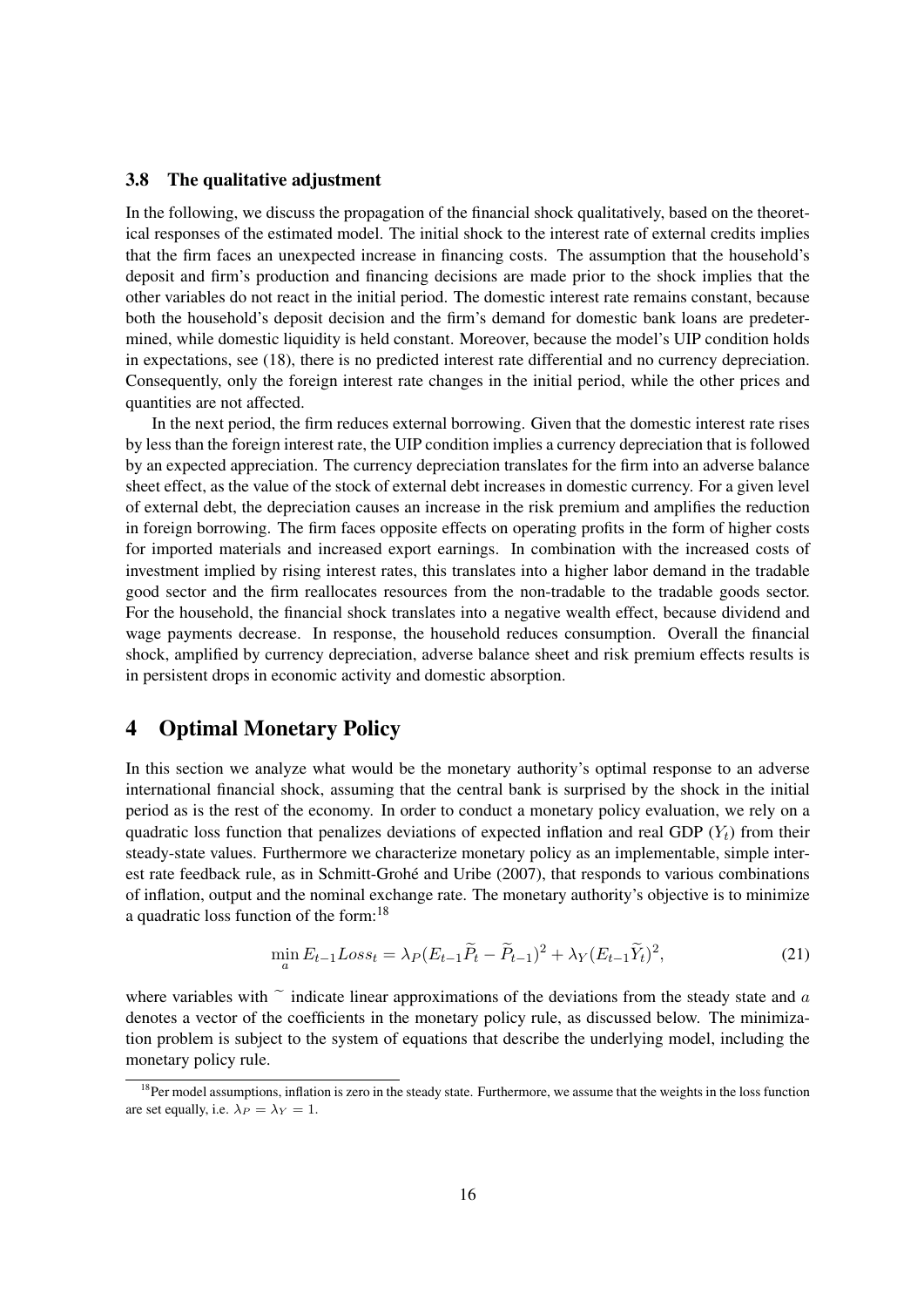### 3.8 The qualitative adjustment

In the following, we discuss the propagation of the financial shock qualitatively, based on the theoretical responses of the estimated model. The initial shock to the interest rate of external credits implies that the firm faces an unexpected increase in financing costs. The assumption that the household's deposit and firm's production and financing decisions are made prior to the shock implies that the other variables do not react in the initial period. The domestic interest rate remains constant, because both the household's deposit decision and the firm's demand for domestic bank loans are predetermined, while domestic liquidity is held constant. Moreover, because the model's UIP condition holds in expectations, see (18), there is no predicted interest rate differential and no currency depreciation. Consequently, only the foreign interest rate changes in the initial period, while the other prices and quantities are not affected.

In the next period, the firm reduces external borrowing. Given that the domestic interest rate rises by less than the foreign interest rate, the UIP condition implies a currency depreciation that is followed by an expected appreciation. The currency depreciation translates for the firm into an adverse balance sheet effect, as the value of the stock of external debt increases in domestic currency. For a given level of external debt, the depreciation causes an increase in the risk premium and amplifies the reduction in foreign borrowing. The firm faces opposite effects on operating profits in the form of higher costs for imported materials and increased export earnings. In combination with the increased costs of investment implied by rising interest rates, this translates into a higher labor demand in the tradable good sector and the firm reallocates resources from the non-tradable to the tradable goods sector. For the household, the financial shock translates into a negative wealth effect, because dividend and wage payments decrease. In response, the household reduces consumption. Overall the financial shock, amplified by currency depreciation, adverse balance sheet and risk premium effects results is in persistent drops in economic activity and domestic absorption.

## 4 Optimal Monetary Policy

In this section we analyze what would be the monetary authority's optimal response to an adverse international financial shock, assuming that the central bank is surprised by the shock in the initial period as is the rest of the economy. In order to conduct a monetary policy evaluation, we rely on a quadratic loss function that penalizes deviations of expected inflation and real GDP ($Y_t$) from their steady-state values. Furthermore we characterize monetary policy as an implementable, simple interest rate feedback rule, as in Schmitt-Grohé and Uribe (2007), that responds to various combinations of inflation, output and the nominal exchange rate. The monetary authority's objective is to minimize a quadratic loss function of the form:[18]

$$\min_{a} E_{t-1}Loss_t = \lambda_P(E_{t-1}\widetilde{P}_t - \widetilde{P}_{t-1})^2 + \lambda_Y(E_{t-1}\widetilde{Y}_t)^2, \tag{21}$$

where variables with $\tilde{}$ indicate linear approximations of the deviations from the steady state and $a$ denotes a vector of the coefficients in the monetary policy rule, as discussed below. The minimization problem is subject to the system of equations that describe the underlying model, including the monetary policy rule.

[18] Per model assumptions, inflation is zero in the steady state. Furthermore, we assume that the weights in the loss function are set equally, i.e. $\lambda_P = \lambda_Y = 1$.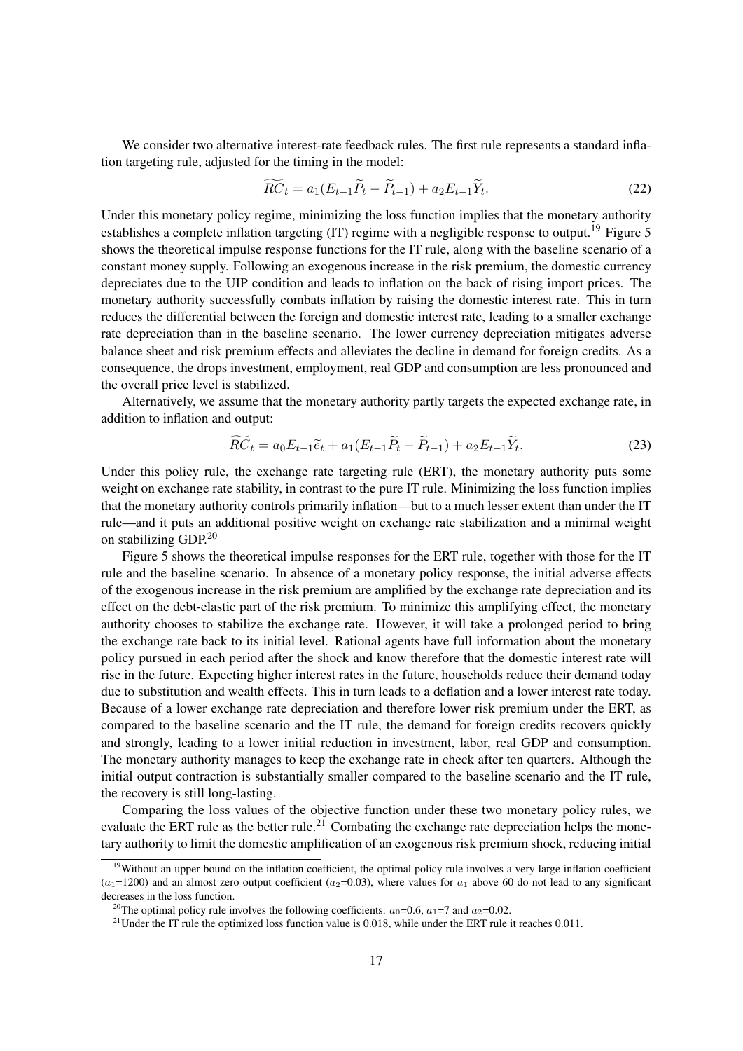We consider two alternative interest-rate feedback rules. The first rule represents a standard inflation targeting rule, adjusted for the timing in the model:

$$\widetilde{RC}_t = a_1(E_{t-1}\widetilde{P}_t - \widetilde{P}_{t-1}) + a_2 E_{t-1}\widetilde{Y}_t. \tag{22}$$

Under this monetary policy regime, minimizing the loss function implies that the monetary authority establishes a complete inflation targeting (IT) regime with a negligible response to output.[19] Figure 5 shows the theoretical impulse response functions for the IT rule, along with the baseline scenario of a constant money supply. Following an exogenous increase in the risk premium, the domestic currency depreciates due to the UIP condition and leads to inflation on the back of rising import prices. The monetary authority successfully combats inflation by raising the domestic interest rate. This in turn reduces the differential between the foreign and domestic interest rate, leading to a smaller exchange rate depreciation than in the baseline scenario. The lower currency depreciation mitigates adverse balance sheet and risk premium effects and alleviates the decline in demand for foreign credits. As a consequence, the drops investment, employment, real GDP and consumption are less pronounced and the overall price level is stabilized.

Alternatively, we assume that the monetary authority partly targets the expected exchange rate, in addition to inflation and output:

$$\widetilde{RC}_t = a_0 E_{t-1}\widetilde{e}_t + a_1(E_{t-1}\widetilde{P}_t - \widetilde{P}_{t-1}) + a_2 E_{t-1}\widetilde{Y}_t. \tag{23}$$

Under this policy rule, the exchange rate targeting rule (ERT), the monetary authority puts some weight on exchange rate stability, in contrast to the pure IT rule. Minimizing the loss function implies that the monetary authority controls primarily inflation—but to a much lesser extent than under the IT rule—and it puts an additional positive weight on exchange rate stabilization and a minimal weight on stabilizing GDP.[20]

Figure 5 shows the theoretical impulse responses for the ERT rule, together with those for the IT rule and the baseline scenario. In absence of a monetary policy response, the initial adverse effects of the exogenous increase in the risk premium are amplified by the exchange rate depreciation and its effect on the debt-elastic part of the risk premium. To minimize this amplifying effect, the monetary authority chooses to stabilize the exchange rate. However, it will take a prolonged period to bring the exchange rate back to its initial level. Rational agents have full information about the monetary policy pursued in each period after the shock and know therefore that the domestic interest rate will rise in the future. Expecting higher interest rates in the future, households reduce their demand today due to substitution and wealth effects. This in turn leads to a deflation and a lower interest rate today. Because of a lower exchange rate depreciation and therefore lower risk premium under the ERT, as compared to the baseline scenario and the IT rule, the demand for foreign credits recovers quickly and strongly, leading to a lower initial reduction in investment, labor, real GDP and consumption. The monetary authority manages to keep the exchange rate in check after ten quarters. Although the initial output contraction is substantially smaller compared to the baseline scenario and the IT rule, the recovery is still long-lasting.

Comparing the loss values of the objective function under these two monetary policy rules, we evaluate the ERT rule as the better rule.[21] Combating the exchange rate depreciation helps the monetary authority to limit the domestic amplification of an exogenous risk premium shock, reducing initial

---

[19] Without an upper bound on the inflation coefficient, the optimal policy rule involves a very large inflation coefficient ($a_1$=1200) and an almost zero output coefficient ($a_2$=0.03), where values for $a_1$ above 60 do not lead to any significant decreases in the loss function.

[20] The optimal policy rule involves the following coefficients: $a_0$=0.6, $a_1$=7 and $a_2$=0.02.

[21] Under the IT rule the optimized loss function value is 0.018, while under the ERT rule it reaches 0.011.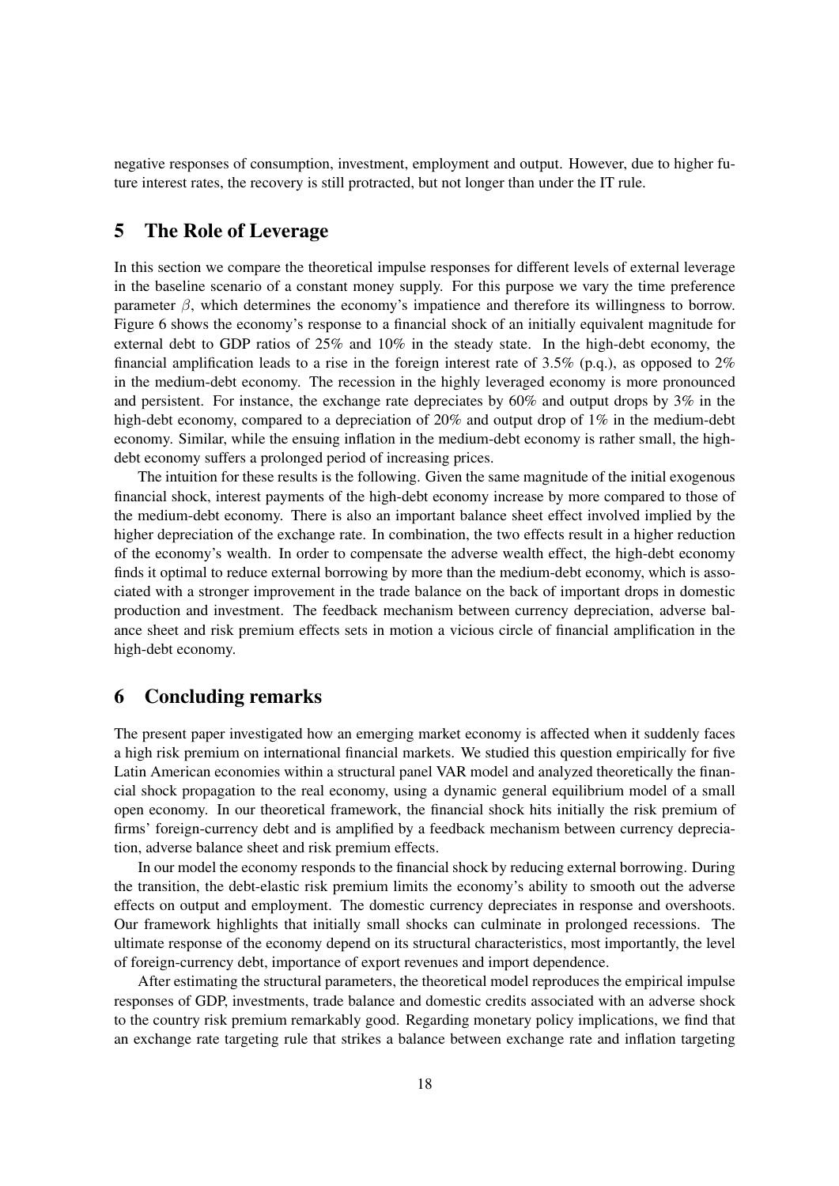negative responses of consumption, investment, employment and output. However, due to higher future interest rates, the recovery is still protracted, but not longer than under the IT rule.

## 5 The Role of Leverage

In this section we compare the theoretical impulse responses for different levels of external leverage in the baseline scenario of a constant money supply. For this purpose we vary the time preference parameter $\beta$, which determines the economy's impatience and therefore its willingness to borrow. Figure 6 shows the economy's response to a financial shock of an initially equivalent magnitude for external debt to GDP ratios of 25% and 10% in the steady state. In the high-debt economy, the financial amplification leads to a rise in the foreign interest rate of 3.5% (p.q.), as opposed to 2% in the medium-debt economy. The recession in the highly leveraged economy is more pronounced and persistent. For instance, the exchange rate depreciates by 60% and output drops by 3% in the high-debt economy, compared to a depreciation of 20% and output drop of 1% in the medium-debt economy. Similar, while the ensuing inflation in the medium-debt economy is rather small, the high-debt economy suffers a prolonged period of increasing prices.

The intuition for these results is the following. Given the same magnitude of the initial exogenous financial shock, interest payments of the high-debt economy increase by more compared to those of the medium-debt economy. There is also an important balance sheet effect involved implied by the higher depreciation of the exchange rate. In combination, the two effects result in a higher reduction of the economy's wealth. In order to compensate the adverse wealth effect, the high-debt economy finds it optimal to reduce external borrowing by more than the medium-debt economy, which is associated with a stronger improvement in the trade balance on the back of important drops in domestic production and investment. The feedback mechanism between currency depreciation, adverse balance sheet and risk premium effects sets in motion a vicious circle of financial amplification in the high-debt economy.

## 6 Concluding remarks

The present paper investigated how an emerging market economy is affected when it suddenly faces a high risk premium on international financial markets. We studied this question empirically for five Latin American economies within a structural panel VAR model and analyzed theoretically the financial shock propagation to the real economy, using a dynamic general equilibrium model of a small open economy. In our theoretical framework, the financial shock hits initially the risk premium of firms' foreign-currency debt and is amplified by a feedback mechanism between currency depreciation, adverse balance sheet and risk premium effects.

In our model the economy responds to the financial shock by reducing external borrowing. During the transition, the debt-elastic risk premium limits the economy's ability to smooth out the adverse effects on output and employment. The domestic currency depreciates in response and overshoots. Our framework highlights that initially small shocks can culminate in prolonged recessions. The ultimate response of the economy depend on its structural characteristics, most importantly, the level of foreign-currency debt, importance of export revenues and import dependence.

After estimating the structural parameters, the theoretical model reproduces the empirical impulse responses of GDP, investments, trade balance and domestic credits associated with an adverse shock to the country risk premium remarkably good. Regarding monetary policy implications, we find that an exchange rate targeting rule that strikes a balance between exchange rate and inflation targeting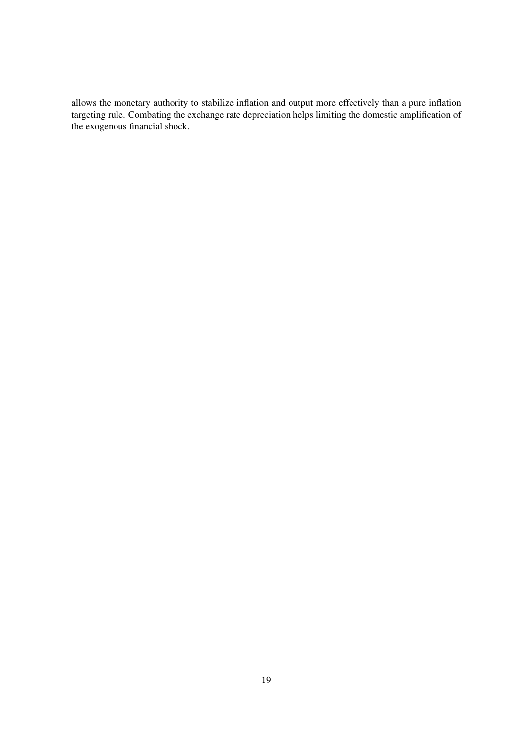allows the monetary authority to stabilize inflation and output more effectively than a pure inflation targeting rule. Combating the exchange rate depreciation helps limiting the domestic amplification of the exogenous financial shock.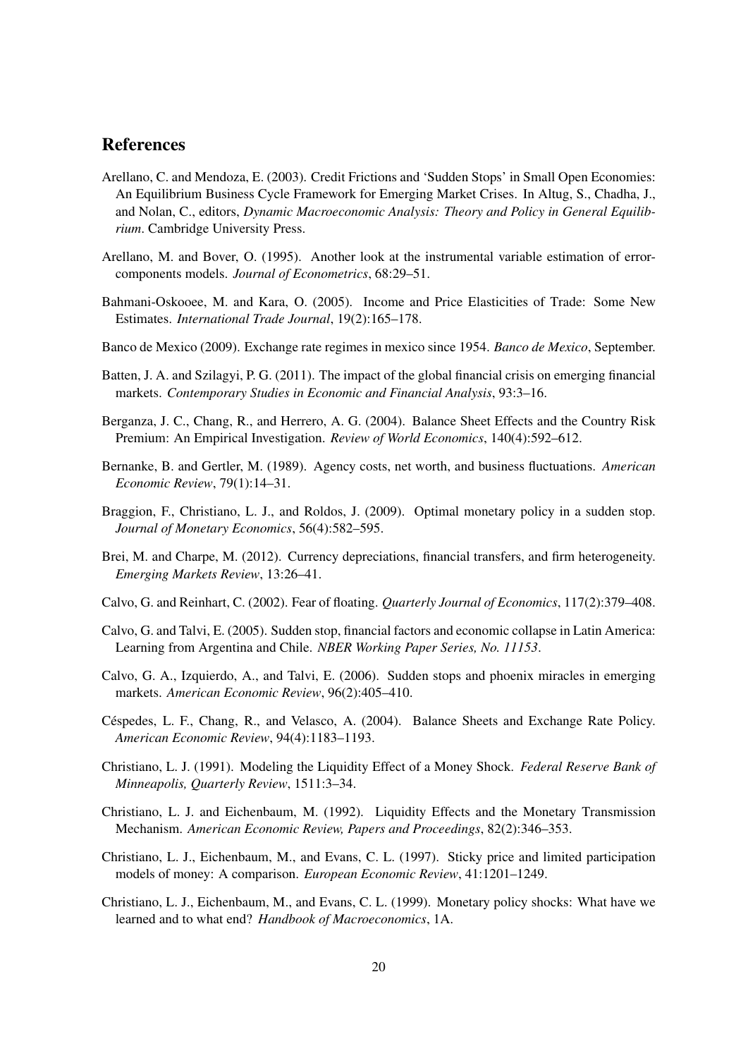## References

Arellano, C. and Mendoza, E. (2003). Credit Frictions and 'Sudden Stops' in Small Open Economies: An Equilibrium Business Cycle Framework for Emerging Market Crises. In Altug, S., Chadha, J., and Nolan, C., editors, *Dynamic Macroeconomic Analysis: Theory and Policy in General Equilibrium*. Cambridge University Press.

Arellano, M. and Bover, O. (1995). Another look at the instrumental variable estimation of error-components models. *Journal of Econometrics*, 68:29–51.

Bahmani-Oskooee, M. and Kara, O. (2005). Income and Price Elasticities of Trade: Some New Estimates. *International Trade Journal*, 19(2):165–178.

Banco de Mexico (2009). Exchange rate regimes in mexico since 1954. *Banco de Mexico*, September.

Batten, J. A. and Szilagyi, P. G. (2011). The impact of the global financial crisis on emerging financial markets. *Contemporary Studies in Economic and Financial Analysis*, 93:3–16.

Berganza, J. C., Chang, R., and Herrero, A. G. (2004). Balance Sheet Effects and the Country Risk Premium: An Empirical Investigation. *Review of World Economics*, 140(4):592–612.

Bernanke, B. and Gertler, M. (1989). Agency costs, net worth, and business fluctuations. *American Economic Review*, 79(1):14–31.

Braggion, F., Christiano, L. J., and Roldos, J. (2009). Optimal monetary policy in a sudden stop. *Journal of Monetary Economics*, 56(4):582–595.

Brei, M. and Charpe, M. (2012). Currency depreciations, financial transfers, and firm heterogeneity. *Emerging Markets Review*, 13:26–41.

Calvo, G. and Reinhart, C. (2002). Fear of floating. *Quarterly Journal of Economics*, 117(2):379–408.

Calvo, G. and Talvi, E. (2005). Sudden stop, financial factors and economic collapse in Latin America: Learning from Argentina and Chile. *NBER Working Paper Series, No. 11153*.

Calvo, G. A., Izquierdo, A., and Talvi, E. (2006). Sudden stops and phoenix miracles in emerging markets. *American Economic Review*, 96(2):405–410.

Céspedes, L. F., Chang, R., and Velasco, A. (2004). Balance Sheets and Exchange Rate Policy. *American Economic Review*, 94(4):1183–1193.

Christiano, L. J. (1991). Modeling the Liquidity Effect of a Money Shock. *Federal Reserve Bank of Minneapolis, Quarterly Review*, 1511:3–34.

Christiano, L. J. and Eichenbaum, M. (1992). Liquidity Effects and the Monetary Transmission Mechanism. *American Economic Review, Papers and Proceedings*, 82(2):346–353.

Christiano, L. J., Eichenbaum, M., and Evans, C. L. (1997). Sticky price and limited participation models of money: A comparison. *European Economic Review*, 41:1201–1249.

Christiano, L. J., Eichenbaum, M., and Evans, C. L. (1999). Monetary policy shocks: What have we learned and to what end? *Handbook of Macroeconomics*, 1A.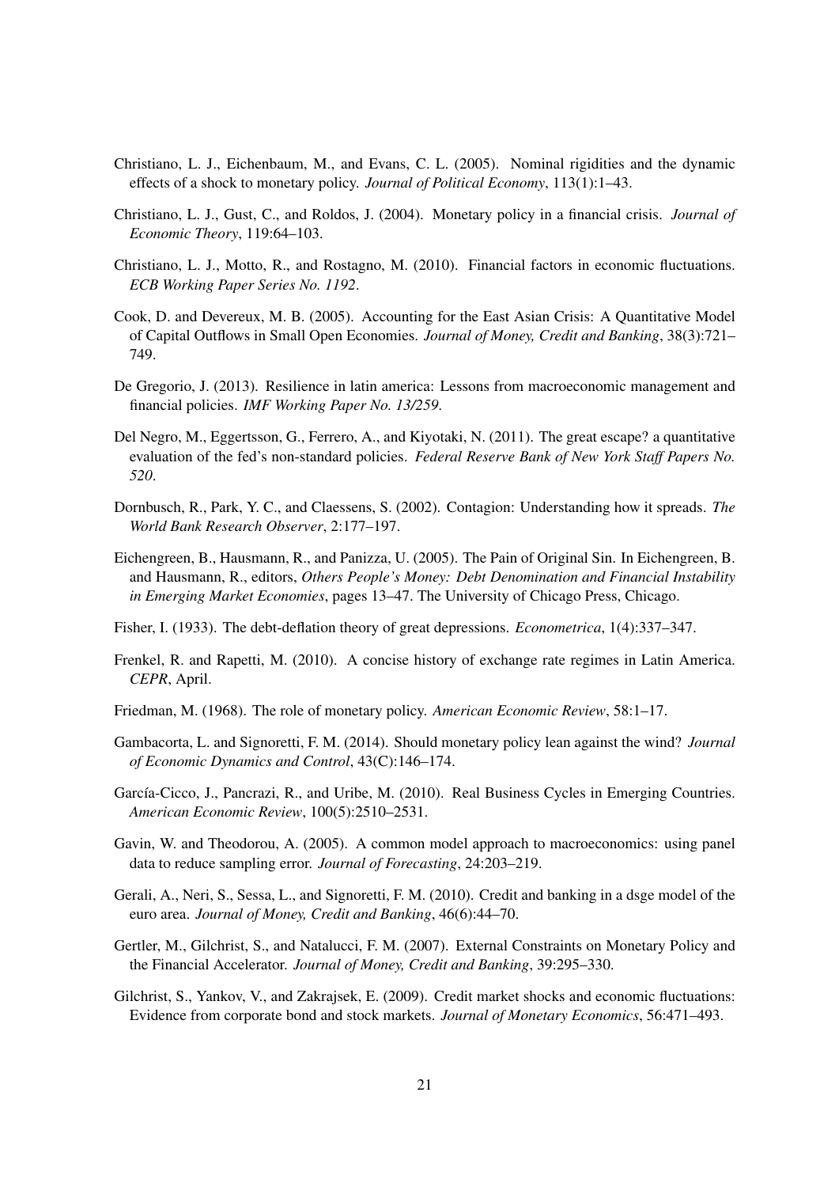Christiano, L. J., Eichenbaum, M., and Evans, C. L. (2005). Nominal rigidities and the dynamic effects of a shock to monetary policy. *Journal of Political Economy*, 113(1):1–43.

Christiano, L. J., Gust, C., and Roldos, J. (2004). Monetary policy in a financial crisis. *Journal of Economic Theory*, 119:64–103.

Christiano, L. J., Motto, R., and Rostagno, M. (2010). Financial factors in economic fluctuations. *ECB Working Paper Series No. 1192*.

Cook, D. and Devereux, M. B. (2005). Accounting for the East Asian Crisis: A Quantitative Model of Capital Outflows in Small Open Economies. *Journal of Money, Credit and Banking*, 38(3):721–749.

De Gregorio, J. (2013). Resilience in latin america: Lessons from macroeconomic management and financial policies. *IMF Working Paper No. 13/259*.

Del Negro, M., Eggertsson, G., Ferrero, A., and Kiyotaki, N. (2011). The great escape? a quantitative evaluation of the fed's non-standard policies. *Federal Reserve Bank of New York Staff Papers No. 520*.

Dornbusch, R., Park, Y. C., and Claessens, S. (2002). Contagion: Understanding how it spreads. *The World Bank Research Observer*, 2:177–197.

Eichengreen, B., Hausmann, R., and Panizza, U. (2005). The Pain of Original Sin. In Eichengreen, B. and Hausmann, R., editors, *Others People's Money: Debt Denomination and Financial Instability in Emerging Market Economies*, pages 13–47. The University of Chicago Press, Chicago.

Fisher, I. (1933). The debt-deflation theory of great depressions. *Econometrica*, 1(4):337–347.

Frenkel, R. and Rapetti, M. (2010). A concise history of exchange rate regimes in Latin America. *CEPR*, April.

Friedman, M. (1968). The role of monetary policy. *American Economic Review*, 58:1–17.

Gambacorta, L. and Signoretti, F. M. (2014). Should monetary policy lean against the wind? *Journal of Economic Dynamics and Control*, 43(C):146–174.

García-Cicco, J., Pancrazi, R., and Uribe, M. (2010). Real Business Cycles in Emerging Countries. *American Economic Review*, 100(5):2510–2531.

Gavin, W. and Theodorou, A. (2005). A common model approach to macroeconomics: using panel data to reduce sampling error. *Journal of Forecasting*, 24:203–219.

Gerali, A., Neri, S., Sessa, L., and Signoretti, F. M. (2010). Credit and banking in a dsge model of the euro area. *Journal of Money, Credit and Banking*, 46(6):44–70.

Gertler, M., Gilchrist, S., and Natalucci, F. M. (2007). External Constraints on Monetary Policy and the Financial Accelerator. *Journal of Money, Credit and Banking*, 39:295–330.

Gilchrist, S., Yankov, V., and Zakrajsek, E. (2009). Credit market shocks and economic fluctuations: Evidence from corporate bond and stock markets. *Journal of Monetary Economics*, 56:471–493.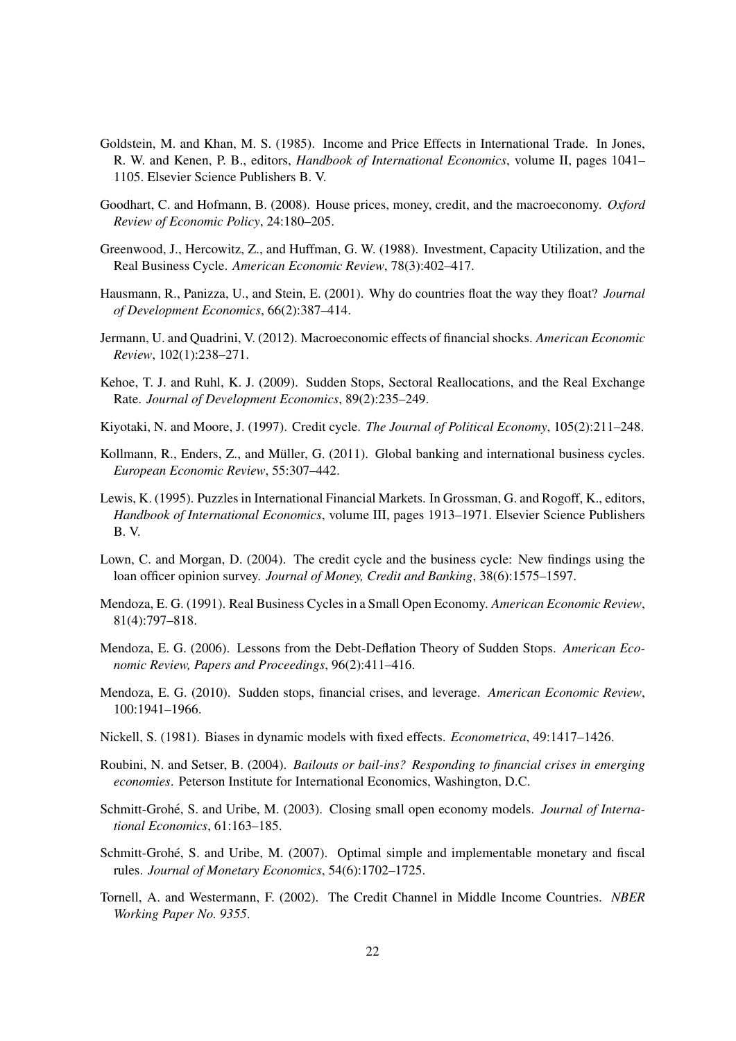Goldstein, M. and Khan, M. S. (1985). Income and Price Effects in International Trade. In Jones, R. W. and Kenen, P. B., editors, *Handbook of International Economics*, volume II, pages 1041–1105. Elsevier Science Publishers B. V.

Goodhart, C. and Hofmann, B. (2008). House prices, money, credit, and the macroeconomy. *Oxford Review of Economic Policy*, 24:180–205.

Greenwood, J., Hercowitz, Z., and Huffman, G. W. (1988). Investment, Capacity Utilization, and the Real Business Cycle. *American Economic Review*, 78(3):402–417.

Hausmann, R., Panizza, U., and Stein, E. (2001). Why do countries float the way they float? *Journal of Development Economics*, 66(2):387–414.

Jermann, U. and Quadrini, V. (2012). Macroeconomic effects of financial shocks. *American Economic Review*, 102(1):238–271.

Kehoe, T. J. and Ruhl, K. J. (2009). Sudden Stops, Sectoral Reallocations, and the Real Exchange Rate. *Journal of Development Economics*, 89(2):235–249.

Kiyotaki, N. and Moore, J. (1997). Credit cycle. *The Journal of Political Economy*, 105(2):211–248.

Kollmann, R., Enders, Z., and Müller, G. (2011). Global banking and international business cycles. *European Economic Review*, 55:307–442.

Lewis, K. (1995). Puzzles in International Financial Markets. In Grossman, G. and Rogoff, K., editors, *Handbook of International Economics*, volume III, pages 1913–1971. Elsevier Science Publishers B. V.

Lown, C. and Morgan, D. (2004). The credit cycle and the business cycle: New findings using the loan officer opinion survey. *Journal of Money, Credit and Banking*, 38(6):1575–1597.

Mendoza, E. G. (1991). Real Business Cycles in a Small Open Economy. *American Economic Review*, 81(4):797–818.

Mendoza, E. G. (2006). Lessons from the Debt-Deflation Theory of Sudden Stops. *American Economic Review, Papers and Proceedings*, 96(2):411–416.

Mendoza, E. G. (2010). Sudden stops, financial crises, and leverage. *American Economic Review*, 100:1941–1966.

Nickell, S. (1981). Biases in dynamic models with fixed effects. *Econometrica*, 49:1417–1426.

Roubini, N. and Setser, B. (2004). *Bailouts or bail-ins? Responding to financial crises in emerging economies*. Peterson Institute for International Economics, Washington, D.C.

Schmitt-Grohé, S. and Uribe, M. (2003). Closing small open economy models. *Journal of International Economics*, 61:163–185.

Schmitt-Grohé, S. and Uribe, M. (2007). Optimal simple and implementable monetary and fiscal rules. *Journal of Monetary Economics*, 54(6):1702–1725.

Tornell, A. and Westermann, F. (2002). The Credit Channel in Middle Income Countries. *NBER Working Paper No. 9355*.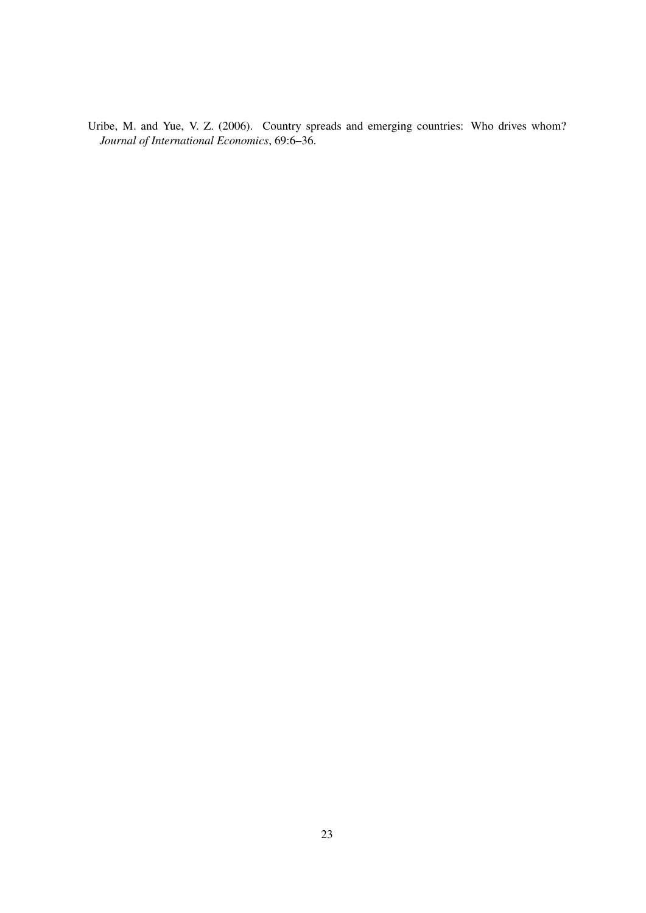Uribe, M. and Yue, V. Z. (2006). Country spreads and emerging countries: Who drives whom? *Journal of International Economics*, 69:6–36.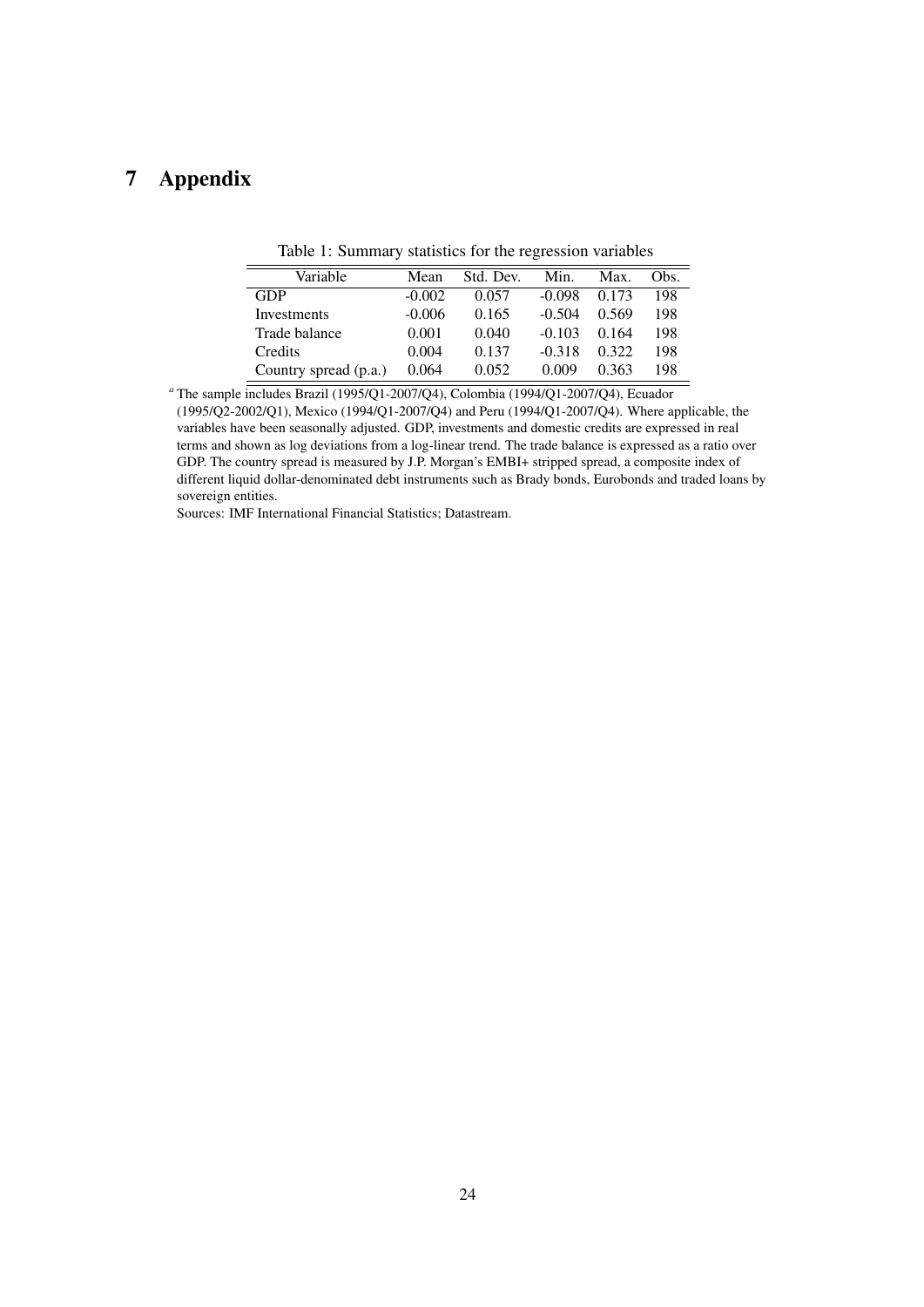# 7 Appendix

Table 1: Summary statistics for the regression variables

| Variable | Mean | Std. Dev. | Min. | Max. | Obs. |
|---|---|---|---|---|---|
| GDP | -0.002 | 0.057 | -0.098 | 0.173 | 198 |
| Investments | -0.006 | 0.165 | -0.504 | 0.569 | 198 |
| Trade balance | 0.001 | 0.040 | -0.103 | 0.164 | 198 |
| Credits | 0.004 | 0.137 | -0.318 | 0.322 | 198 |
| Country spread (p.a.) | 0.064 | 0.052 | 0.009 | 0.363 | 198 |

[a] The sample includes Brazil (1995/Q1-2007/Q4), Colombia (1994/Q1-2007/Q4), Ecuador (1995/Q2-2002/Q1), Mexico (1994/Q1-2007/Q4) and Peru (1994/Q1-2007/Q4). Where applicable, the variables have been seasonally adjusted. GDP, investments and domestic credits are expressed in real terms and shown as log deviations from a log-linear trend. The trade balance is expressed as a ratio over GDP. The country spread is measured by J.P. Morgan's EMBI+ stripped spread, a composite index of different liquid dollar-denominated debt instruments such as Brady bonds, Eurobonds and traded loans by sovereign entities.

Sources: IMF International Financial Statistics; Datastream.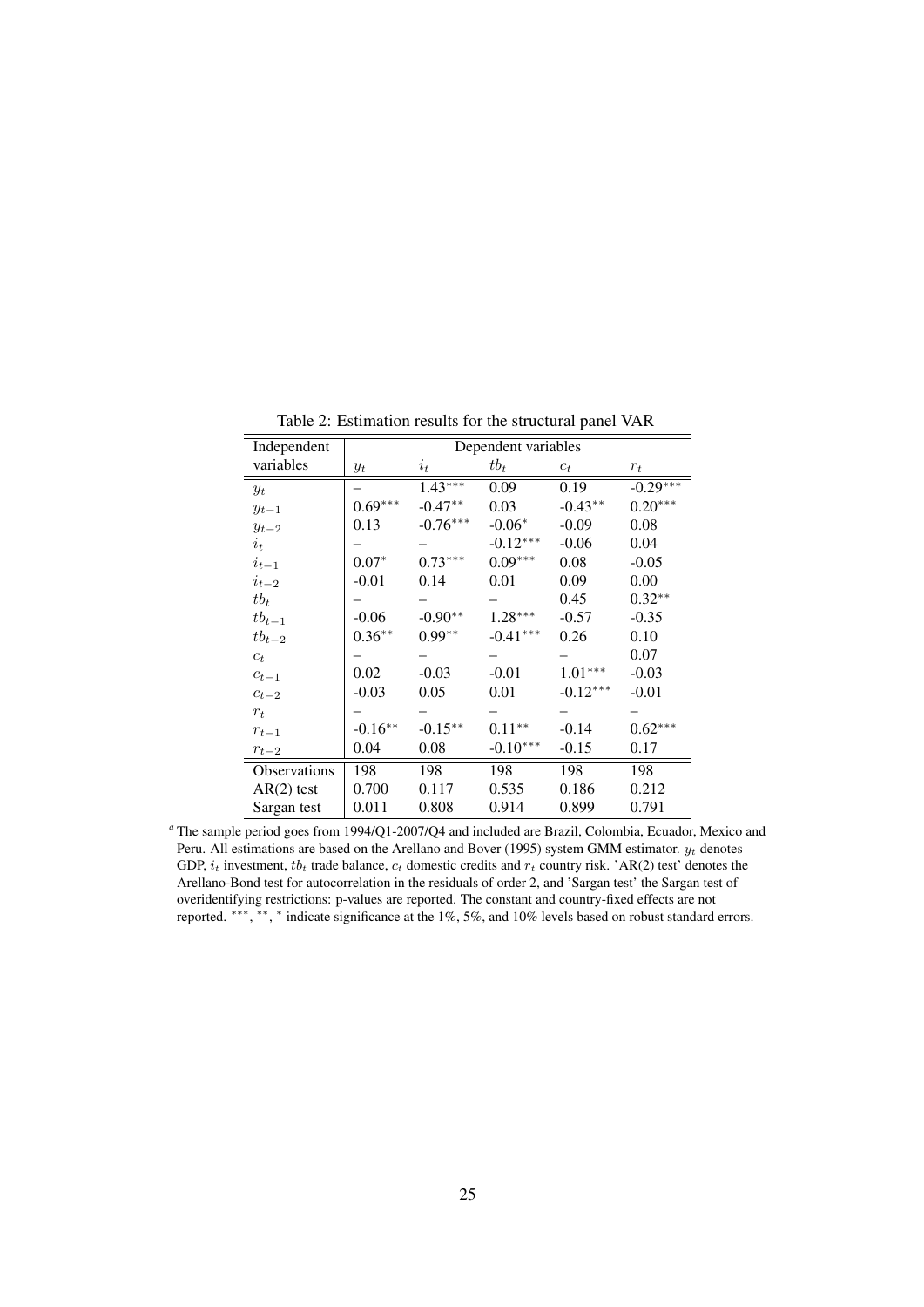Table 2: Estimation results for the structural panel VAR

| Independent variables | Dependent variables $y_t$ | $i_t$ | $tb_t$ | $c_t$ | $r_t$ |
|---|---|---|---|---|---|
| $y_t$ | – | 1.43*** | 0.09 | 0.19 | -0.29*** |
| $y_{t-1}$ | 0.69*** | -0.47** | 0.03 | -0.43** | 0.20*** |
| $y_{t-2}$ | 0.13 | -0.76*** | -0.06* | -0.09 | 0.08 |
| $i_t$ | – | – | -0.12*** | -0.06 | 0.04 |
| $i_{t-1}$ | 0.07* | 0.73*** | 0.09*** | 0.08 | -0.05 |
| $i_{t-2}$ | -0.01 | 0.14 | 0.01 | 0.09 | 0.00 |
| $tb_t$ | – | – | – | 0.45 | 0.32** |
| $tb_{t-1}$ | -0.06 | -0.90** | 1.28*** | -0.57 | -0.35 |
| $tb_{t-2}$ | 0.36** | 0.99** | -0.41*** | 0.26 | 0.10 |
| $c_t$ | – | – | – | – | 0.07 |
| $c_{t-1}$ | 0.02 | -0.03 | -0.01 | 1.01*** | -0.03 |
| $c_{t-2}$ | -0.03 | 0.05 | 0.01 | -0.12*** | -0.01 |
| $r_t$ | – | – | – | – | – |
| $r_{t-1}$ | -0.16** | -0.15** | 0.11** | -0.14 | 0.62*** |
| $r_{t-2}$ | 0.04 | 0.08 | -0.10*** | -0.15 | 0.17 |
| Observations | 198 | 198 | 198 | 198 | 198 |
| AR(2) test | 0.700 | 0.117 | 0.535 | 0.186 | 0.212 |
| Sargan test | 0.011 | 0.808 | 0.914 | 0.899 | 0.791 |

[a] The sample period goes from 1994/Q1-2007/Q4 and included are Brazil, Colombia, Ecuador, Mexico and Peru. All estimations are based on the Arellano and Bover (1995) system GMM estimator. $y_t$ denotes GDP, $i_t$ investment, $tb_t$ trade balance, $c_t$ domestic credits and $r_t$ country risk. 'AR(2) test' denotes the Arellano-Bond test for autocorrelation in the residuals of order 2, and 'Sargan test' the Sargan test of overidentifying restrictions: p-values are reported. The constant and country-fixed effects are not reported. ***, **, * indicate significance at the 1%, 5%, and 10% levels based on robust standard errors.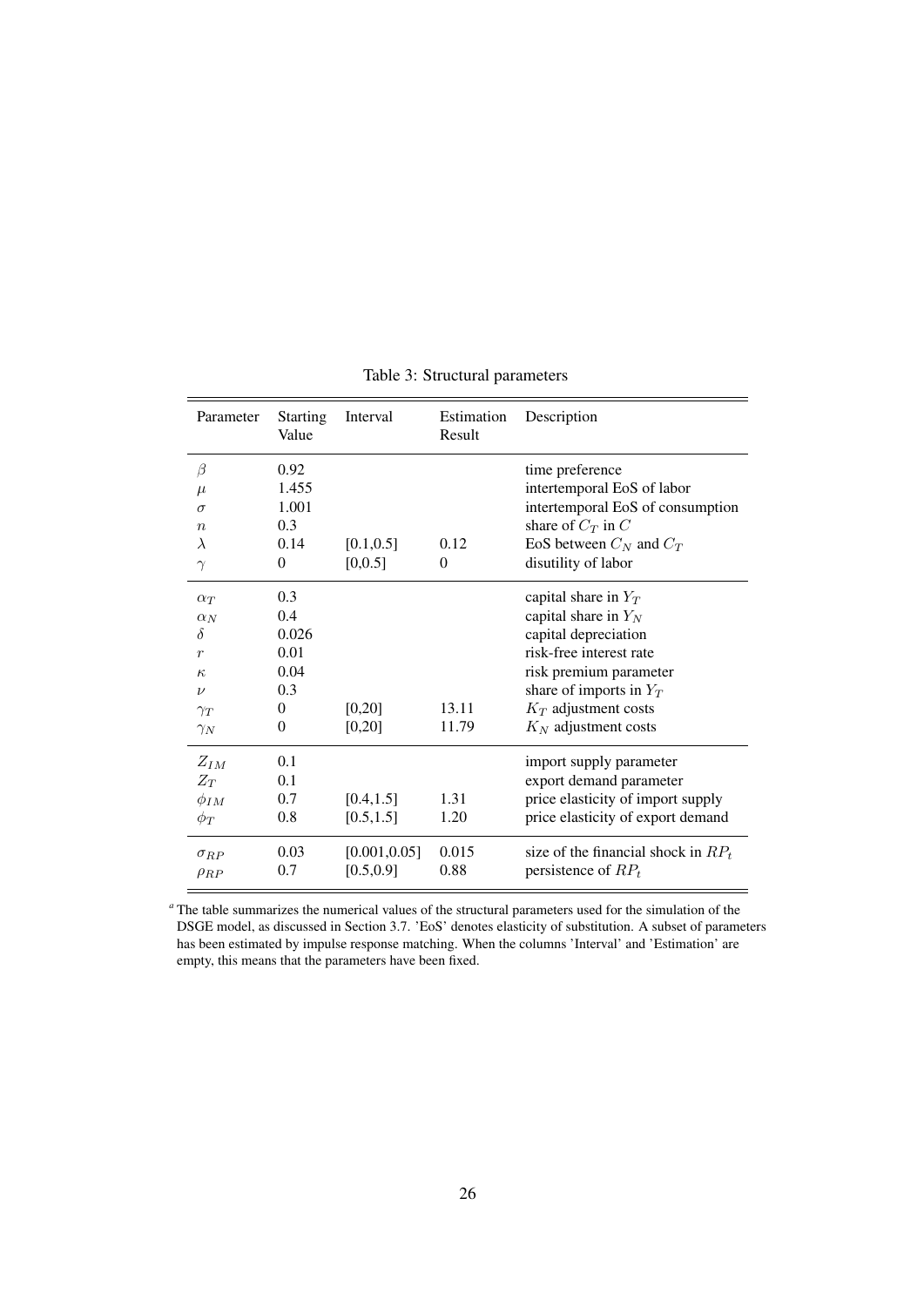Table 3: Structural parameters

| Parameter | Starting Value | Interval | Estimation Result | Description |
|---|---|---|---|---|
| $\beta$ | 0.92 | | | time preference |
| $\mu$ | 1.455 | | | intertemporal EoS of labor |
| $\sigma$ | 1.001 | | | intertemporal EoS of consumption |
| $n$ | 0.3 | | | share of $C_T$ in $C$ |
| $\lambda$ | 0.14 | [0.1,0.5] | 0.12 | EoS between $C_N$ and $C_T$ |
| $\gamma$ | 0 | [0,0.5] | 0 | disutility of labor |
| $\alpha_T$ | 0.3 | | | capital share in $Y_T$ |
| $\alpha_N$ | 0.4 | | | capital share in $Y_N$ |
| $\delta$ | 0.026 | | | capital depreciation |
| $r$ | 0.01 | | | risk-free interest rate |
| $\kappa$ | 0.04 | | | risk premium parameter |
| $\nu$ | 0.3 | | | share of imports in $Y_T$ |
| $\gamma_T$ | 0 | [0,20] | 13.11 | $K_T$ adjustment costs |
| $\gamma_N$ | 0 | [0,20] | 11.79 | $K_N$ adjustment costs |
| $Z_{IM}$ | 0.1 | | | import supply parameter |
| $Z_T$ | 0.1 | | | export demand parameter |
| $\phi_{IM}$ | 0.7 | [0.4,1.5] | 1.31 | price elasticity of import supply |
| $\phi_T$ | 0.8 | [0.5,1.5] | 1.20 | price elasticity of export demand |
| $\sigma_{RP}$ | 0.03 | [0.001,0.05] | 0.015 | size of the financial shock in $RP_t$ |
| $\rho_{RP}$ | 0.7 | [0.5,0.9] | 0.88 | persistence of $RP_t$ |

[a] The table summarizes the numerical values of the structural parameters used for the simulation of the DSGE model, as discussed in Section 3.7. 'EoS' denotes elasticity of substitution. A subset of parameters has been estimated by impulse response matching. When the columns 'Interval' and 'Estimation' are empty, this means that the parameters have been fixed.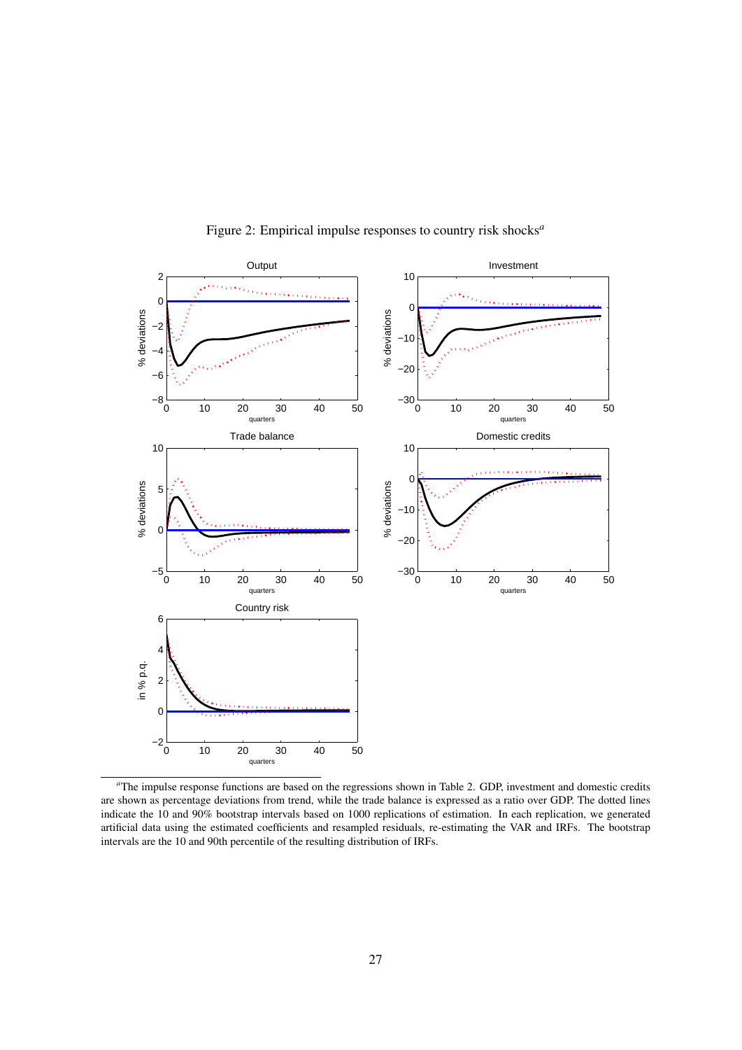Figure 2: Empirical impulse responses to country risk shocks[a]

[a]The impulse response functions are based on the regressions shown in Table 2. GDP, investment and domestic credits are shown as percentage deviations from trend, while the trade balance is expressed as a ratio over GDP. The dotted lines indicate the 10 and 90% bootstrap intervals based on 1000 replications of estimation. In each replication, we generated artificial data using the estimated coefficients and resampled residuals, re-estimating the VAR and IRFs. The bootstrap intervals are the 10 and 90th percentile of the resulting distribution of IRFs.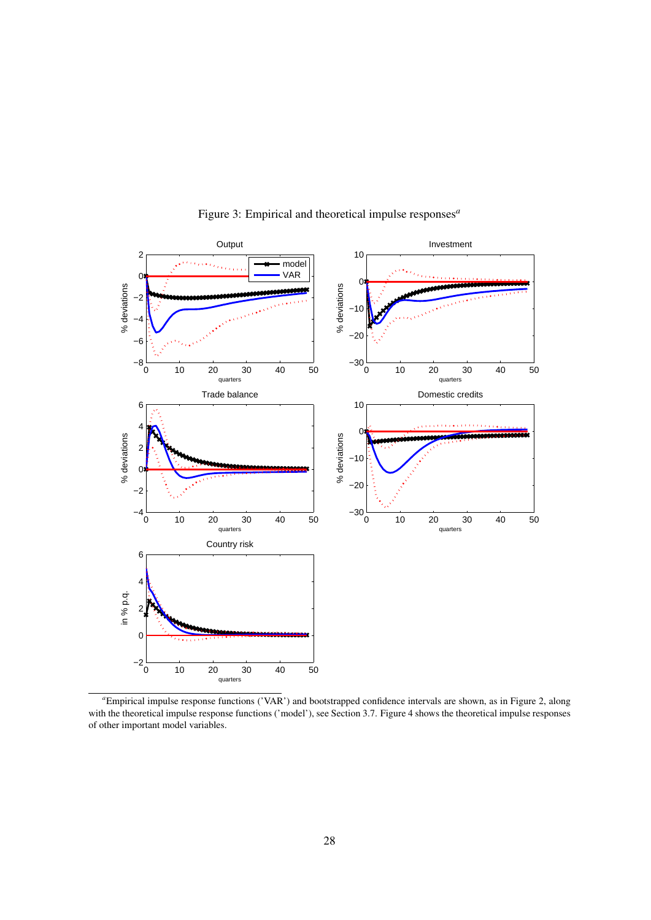Figure 3: Empirical and theoretical impulse responses[a]

[a]Empirical impulse response functions ('VAR') and bootstrapped confidence intervals are shown, as in Figure 2, along with the theoretical impulse response functions ('model'), see Section 3.7. Figure 4 shows the theoretical impulse responses of other important model variables.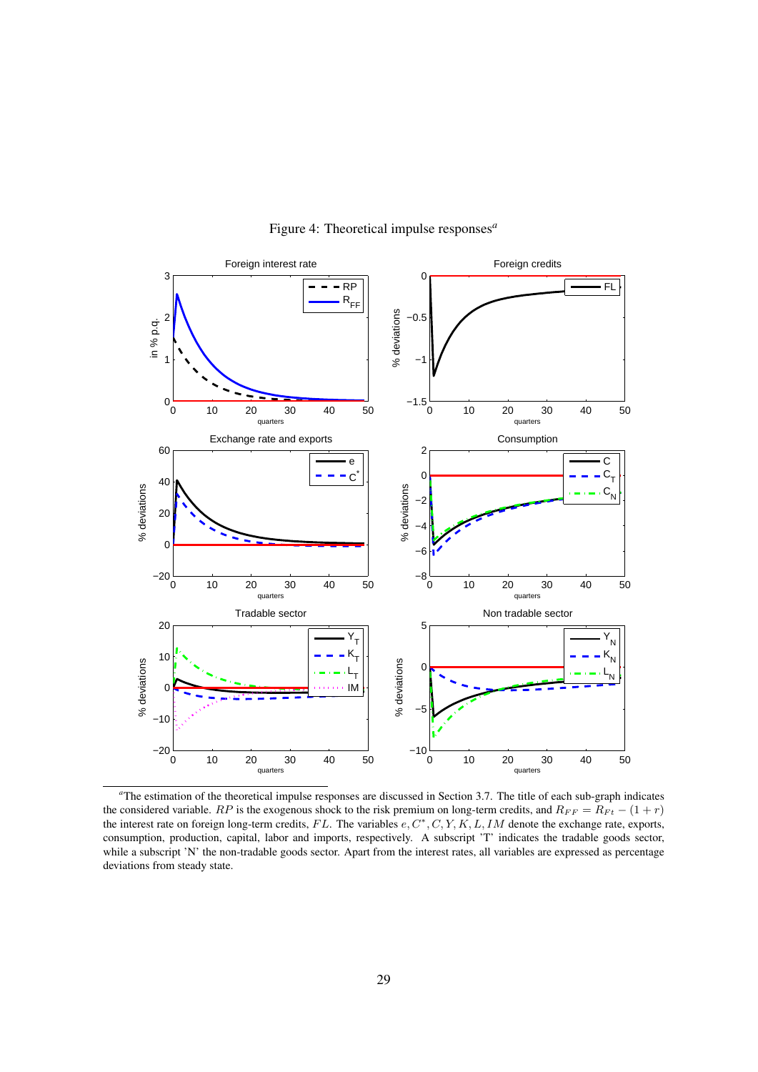Figure 4: Theoretical impulse responses[a]

[a]The estimation of the theoretical impulse responses are discussed in Section 3.7. The title of each sub-graph indicates the considered variable. $RP$ is the exogenous shock to the risk premium on long-term credits, and $R_{FF} = R_{Ft} - (1 + r)$ the interest rate on foreign long-term credits, $FL$. The variables $e, C^*, C, Y, K, L, IM$ denote the exchange rate, exports, consumption, production, capital, labor and imports, respectively. A subscript 'T' indicates the tradable goods sector, while a subscript 'N' the non-tradable goods sector. Apart from the interest rates, all variables are expressed as percentage deviations from steady state.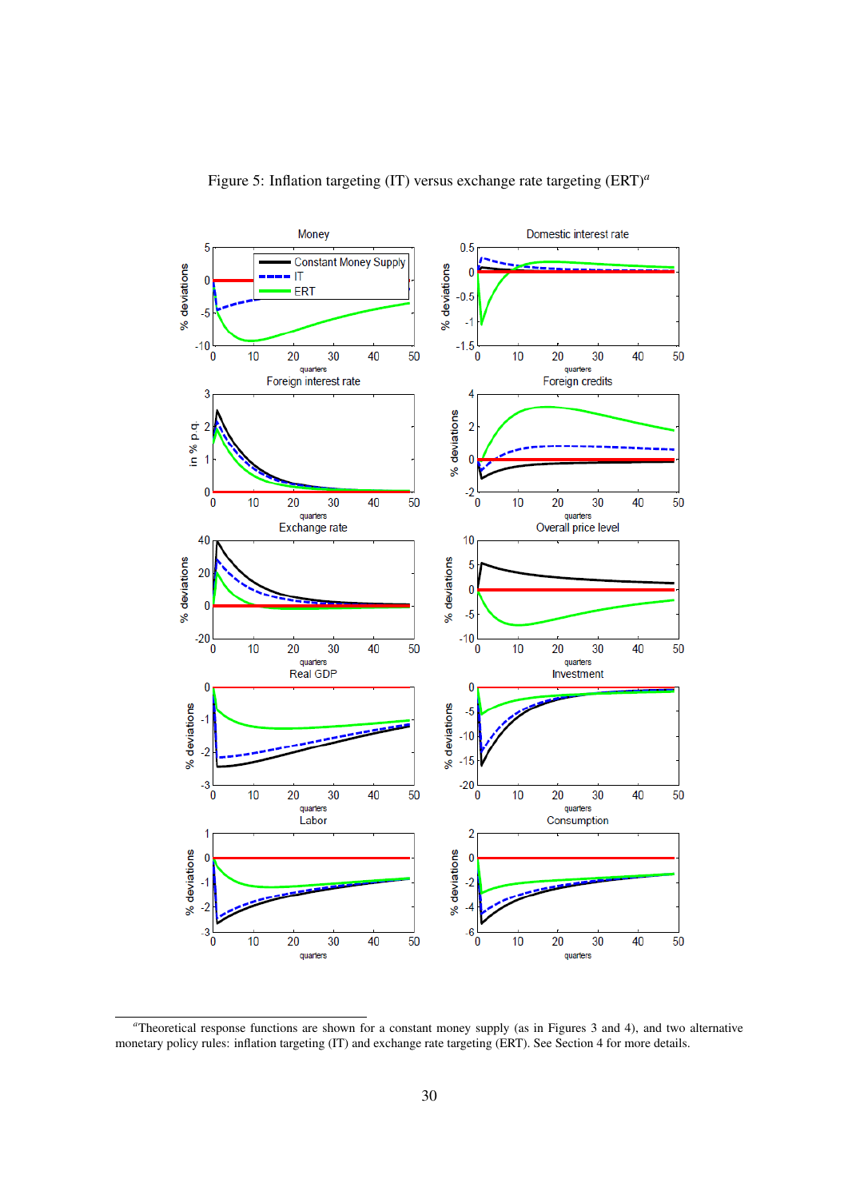Figure 5: Inflation targeting (IT) versus exchange rate targeting (ERT)[a]

[a] Theoretical response functions are shown for a constant money supply (as in Figures 3 and 4), and two alternative monetary policy rules: inflation targeting (IT) and exchange rate targeting (ERT). See Section 4 for more details.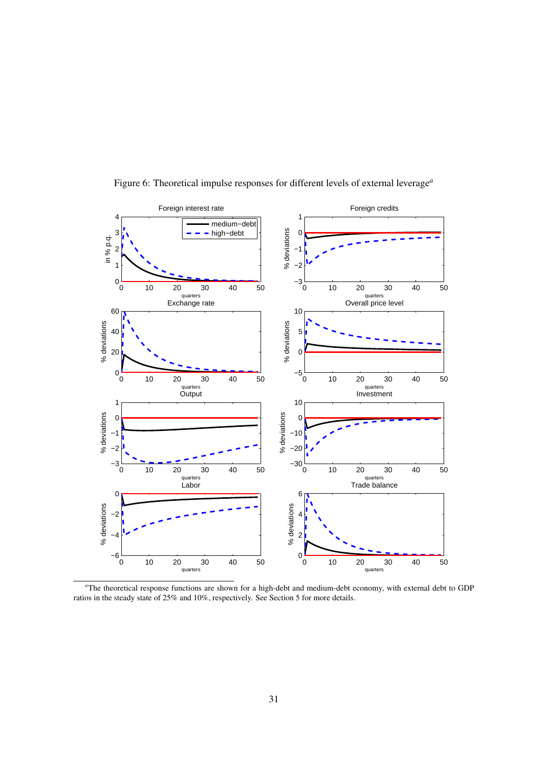Figure 6: Theoretical impulse responses for different levels of external leverage[a]

Foreign interest rate

in % p.q.

4
3
2
1
0

0 10 20 30 40 50

quarters

medium−debt
high−debt

Foreign credits

% deviations

1
0
−1
−2
−3

0 10 20 30 40 50

quarters

Exchange rate

% deviations

60
40
20
0

0 10 20 30 40 50

quarters

Overall price level

% deviations

10
5
0
−5

0 10 20 30 40 50

quarters

Output

% deviations

1
0
−1
−2
−3

0 10 20 30 40 50

quarters

Investment

% deviations

10
0
−10
−20
−30

0 10 20 30 40 50

quarters

Labor

% deviations

0
−2
−4
−6

0 10 20 30 40 50

quarters

Trade balance

% deviations

6
4
2
0

0 10 20 30 40 50

quarters

[a]The theoretical response functions are shown for a high-debt and medium-debt economy, with external debt to GDP ratios in the steady state of 25% and 10%, respectively. See Section 5 for more details.